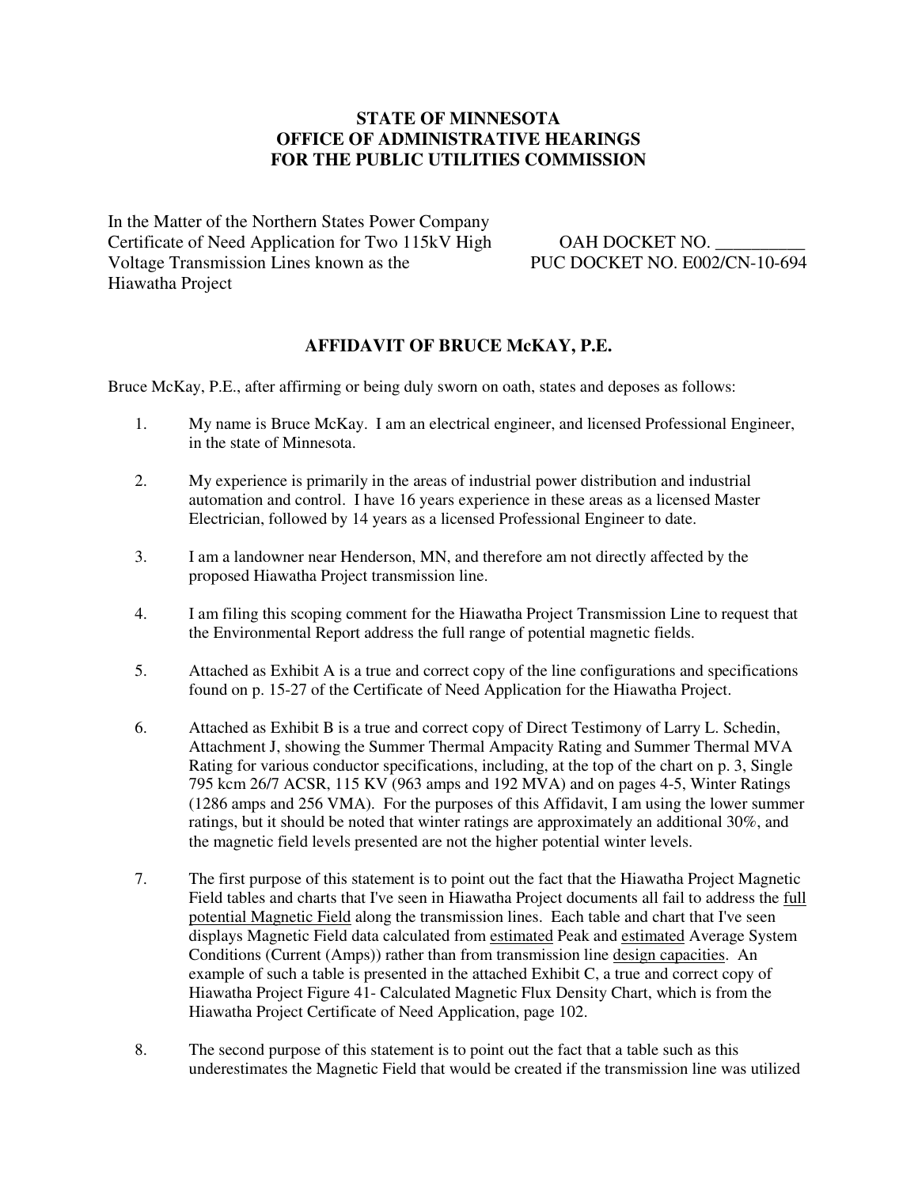# STATE OF MINNESOTA
# OFFICE OF ADMINISTRATIVE HEARINGS
# FOR THE PUBLIC UTILITIES COMMISSION

In the Matter of the Northern States Power Company Certificate of Need Application for Two 115kV High Voltage Transmission Lines known as the Hiawatha Project

OAH DOCKET NO. __________
PUC DOCKET NO. E002/CN-10-694

## AFFIDAVIT OF BRUCE McKAY, P.E.

Bruce McKay, P.E., after affirming or being duly sworn on oath, states and deposes as follows:

1. My name is Bruce McKay. I am an electrical engineer, and licensed Professional Engineer, in the state of Minnesota.

2. My experience is primarily in the areas of industrial power distribution and industrial automation and control. I have 16 years experience in these areas as a licensed Master Electrician, followed by 14 years as a licensed Professional Engineer to date.

3. I am a landowner near Henderson, MN, and therefore am not directly affected by the proposed Hiawatha Project transmission line.

4. I am filing this scoping comment for the Hiawatha Project Transmission Line to request that the Environmental Report address the full range of potential magnetic fields.

5. Attached as Exhibit A is a true and correct copy of the line configurations and specifications found on p. 15-27 of the Certificate of Need Application for the Hiawatha Project.

6. Attached as Exhibit B is a true and correct copy of Direct Testimony of Larry L. Schedin, Attachment J, showing the Summer Thermal Ampacity Rating and Summer Thermal MVA Rating for various conductor specifications, including, at the top of the chart on p. 3, Single 795 kcm 26/7 ACSR, 115 KV (963 amps and 192 MVA) and on pages 4-5, Winter Ratings (1286 amps and 256 VMA). For the purposes of this Affidavit, I am using the lower summer ratings, but it should be noted that winter ratings are approximately an additional 30%, and the magnetic field levels presented are not the higher potential winter levels.

7. The first purpose of this statement is to point out the fact that the Hiawatha Project Magnetic Field tables and charts that I've seen in Hiawatha Project documents all fail to address the <u>full potential Magnetic Field</u> along the transmission lines. Each table and chart that I've seen displays Magnetic Field data calculated from <u>estimated</u> Peak and <u>estimated</u> Average System Conditions (Current (Amps)) rather than from transmission line <u>design capacities</u>. An example of such a table is presented in the attached Exhibit C, a true and correct copy of Hiawatha Project Figure 41- Calculated Magnetic Flux Density Chart, which is from the Hiawatha Project Certificate of Need Application, page 102.

8. The second purpose of this statement is to point out the fact that a table such as this underestimates the Magnetic Field that would be created if the transmission line was utilized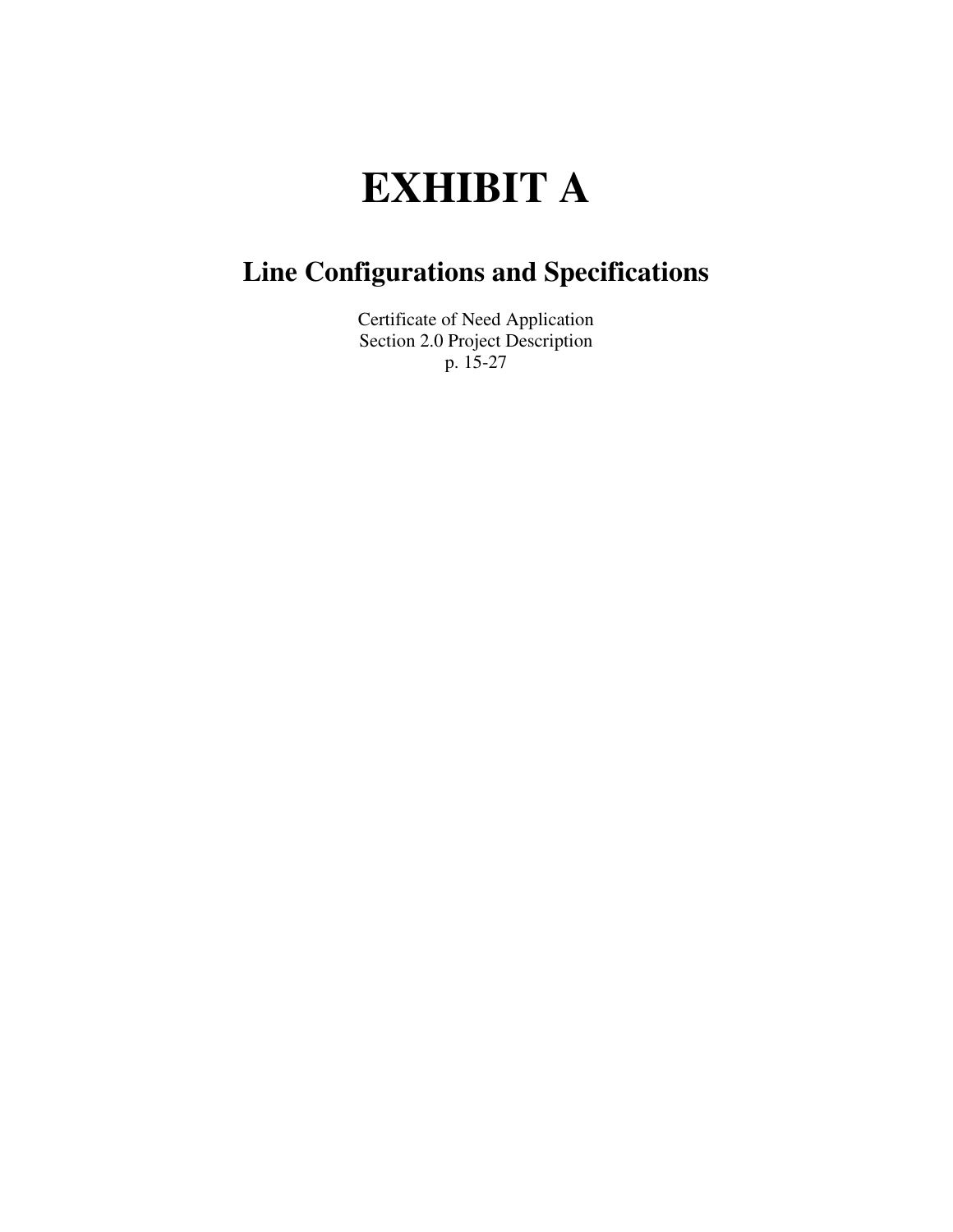# EXHIBIT A

## Line Configurations and Specifications

Certificate of Need Application
Section 2.0 Project Description
p. 15-27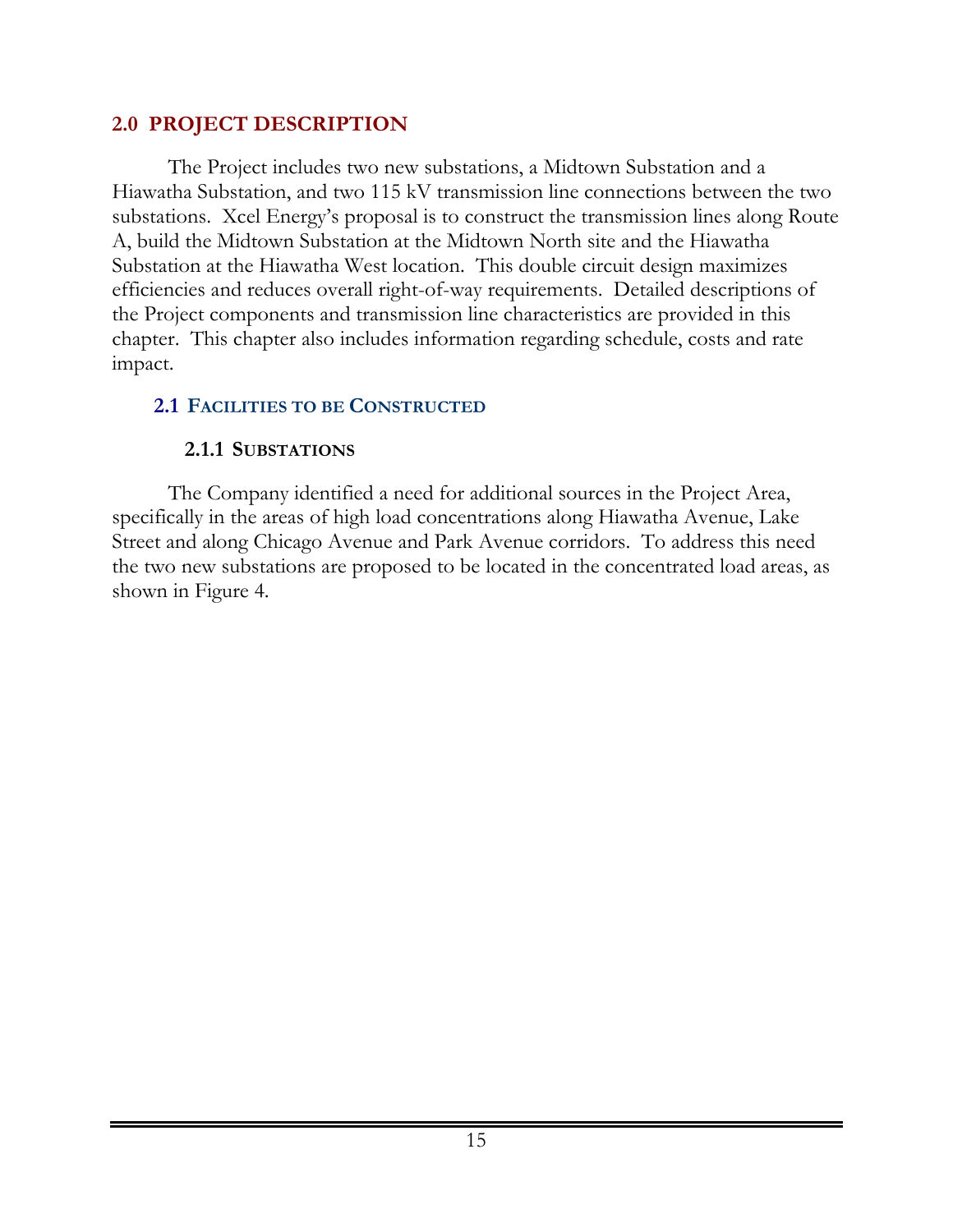## 2.0 PROJECT DESCRIPTION

The Project includes two new substations, a Midtown Substation and a Hiawatha Substation, and two 115 kV transmission line connections between the two substations. Xcel Energy's proposal is to construct the transmission lines along Route A, build the Midtown Substation at the Midtown North site and the Hiawatha Substation at the Hiawatha West location. This double circuit design maximizes efficiencies and reduces overall right-of-way requirements. Detailed descriptions of the Project components and transmission line characteristics are provided in this chapter. This chapter also includes information regarding schedule, costs and rate impact.

### 2.1 FACILITIES TO BE CONSTRUCTED

#### 2.1.1 SUBSTATIONS

The Company identified a need for additional sources in the Project Area, specifically in the areas of high load concentrations along Hiawatha Avenue, Lake Street and along Chicago Avenue and Park Avenue corridors. To address this need the two new substations are proposed to be located in the concentrated load areas, as shown in Figure 4.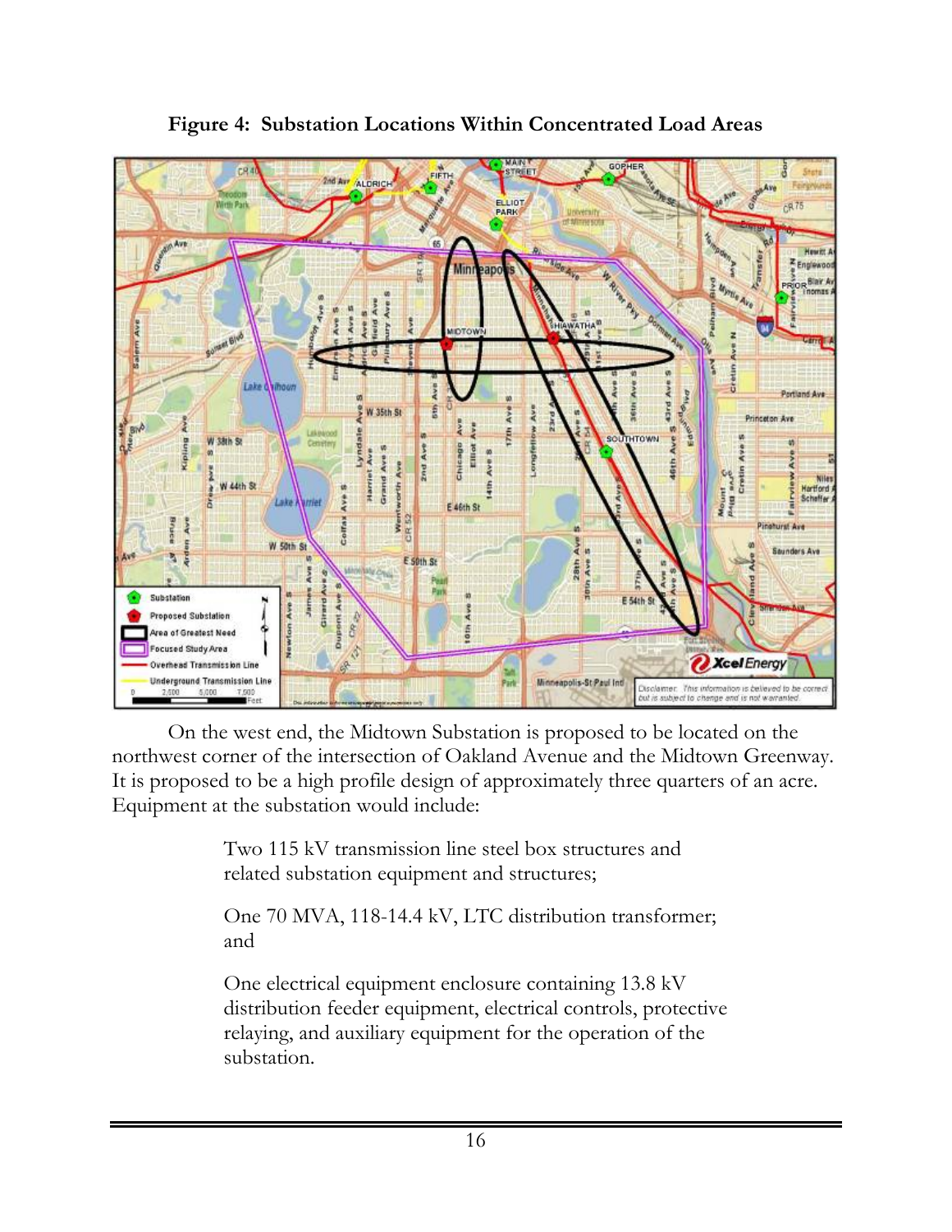**Figure 4: Substation Locations Within Concentrated Load Areas**

On the west end, the Midtown Substation is proposed to be located on the northwest corner of the intersection of Oakland Avenue and the Midtown Greenway. It is proposed to be a high profile design of approximately three quarters of an acre. Equipment at the substation would include:

> Two 115 kV transmission line steel box structures and related substation equipment and structures;
>
> One 70 MVA, 118-14.4 kV, LTC distribution transformer; and
>
> One electrical equipment enclosure containing 13.8 kV distribution feeder equipment, electrical controls, protective relaying, and auxiliary equipment for the operation of the substation.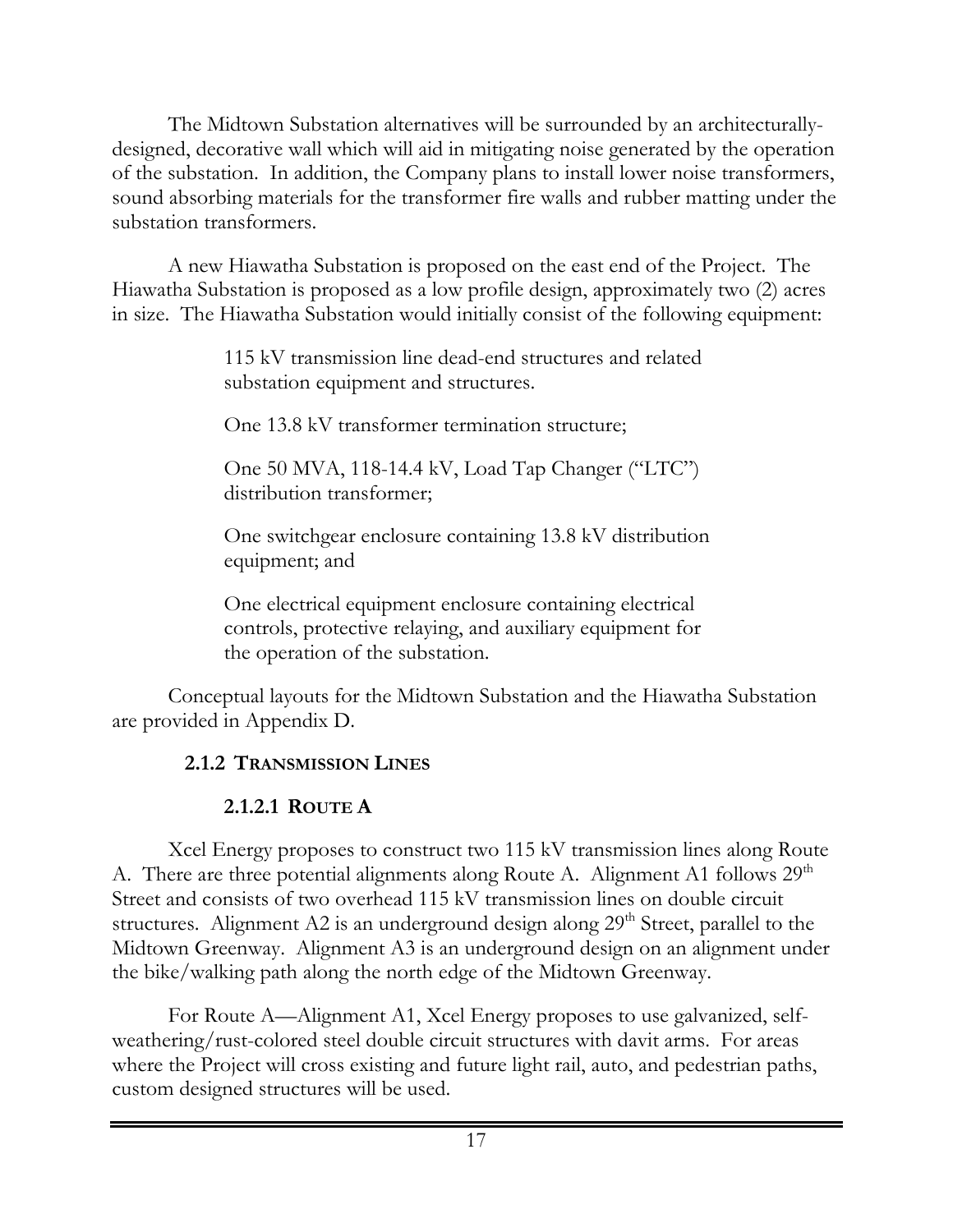The Midtown Substation alternatives will be surrounded by an architecturally-designed, decorative wall which will aid in mitigating noise generated by the operation of the substation. In addition, the Company plans to install lower noise transformers, sound absorbing materials for the transformer fire walls and rubber matting under the substation transformers.

A new Hiawatha Substation is proposed on the east end of the Project. The Hiawatha Substation is proposed as a low profile design, approximately two (2) acres in size. The Hiawatha Substation would initially consist of the following equipment:

> 115 kV transmission line dead-end structures and related substation equipment and structures.
>
> One 13.8 kV transformer termination structure;
>
> One 50 MVA, 118-14.4 kV, Load Tap Changer ("LTC") distribution transformer;
>
> One switchgear enclosure containing 13.8 kV distribution equipment; and
>
> One electrical equipment enclosure containing electrical controls, protective relaying, and auxiliary equipment for the operation of the substation.

Conceptual layouts for the Midtown Substation and the Hiawatha Substation are provided in Appendix D.

### 2.1.2 TRANSMISSION LINES

#### 2.1.2.1 ROUTE A

Xcel Energy proposes to construct two 115 kV transmission lines along Route A. There are three potential alignments along Route A. Alignment A1 follows 29th Street and consists of two overhead 115 kV transmission lines on double circuit structures. Alignment A2 is an underground design along 29th Street, parallel to the Midtown Greenway. Alignment A3 is an underground design on an alignment under the bike/walking path along the north edge of the Midtown Greenway.

For Route A—Alignment A1, Xcel Energy proposes to use galvanized, self-weathering/rust-colored steel double circuit structures with davit arms. For areas where the Project will cross existing and future light rail, auto, and pedestrian paths, custom designed structures will be used.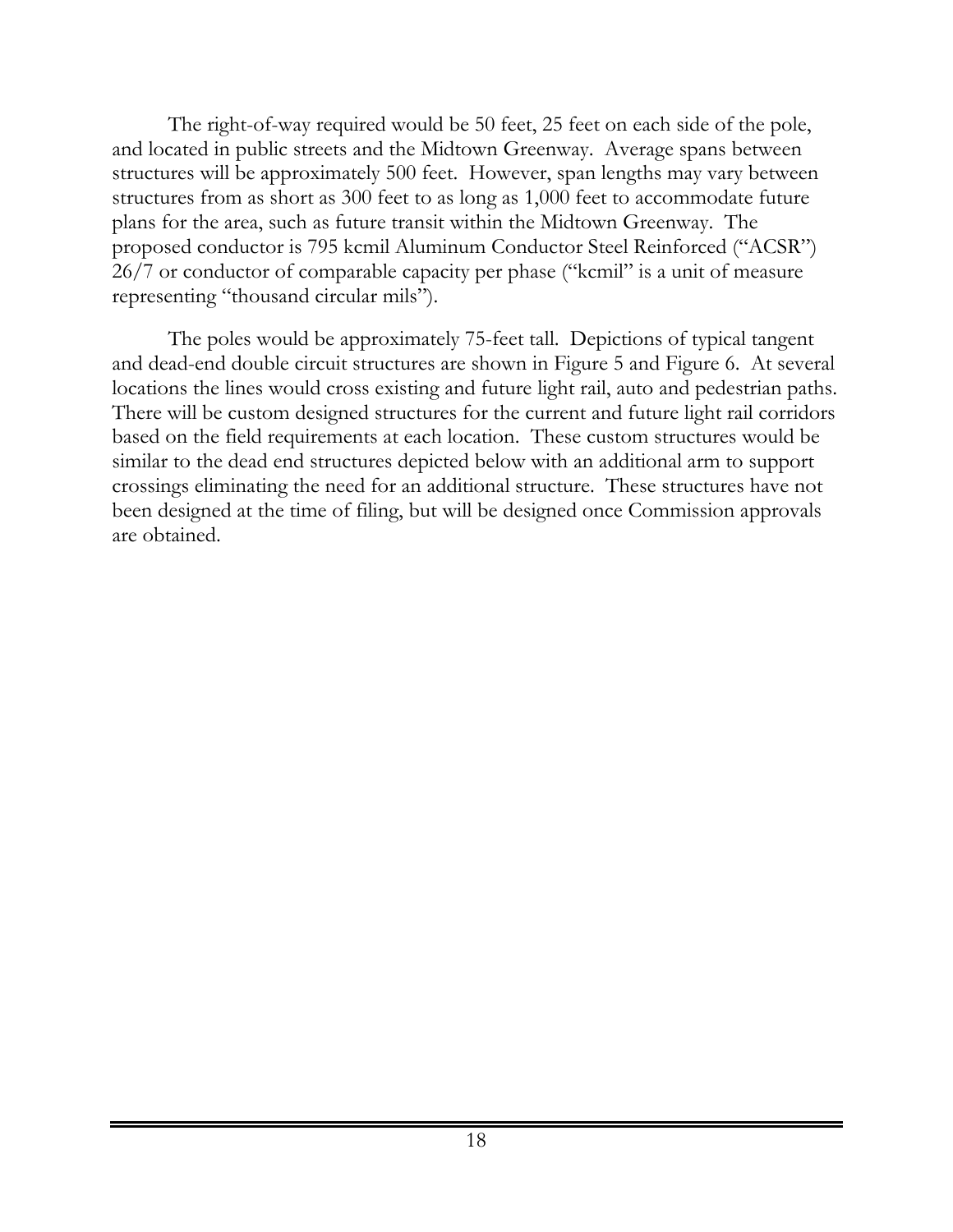The right-of-way required would be 50 feet, 25 feet on each side of the pole, and located in public streets and the Midtown Greenway. Average spans between structures will be approximately 500 feet. However, span lengths may vary between structures from as short as 300 feet to as long as 1,000 feet to accommodate future plans for the area, such as future transit within the Midtown Greenway. The proposed conductor is 795 kcmil Aluminum Conductor Steel Reinforced ("ACSR") 26/7 or conductor of comparable capacity per phase ("kcmil" is a unit of measure representing "thousand circular mils").

The poles would be approximately 75-feet tall. Depictions of typical tangent and dead-end double circuit structures are shown in Figure 5 and Figure 6. At several locations the lines would cross existing and future light rail, auto and pedestrian paths. There will be custom designed structures for the current and future light rail corridors based on the field requirements at each location. These custom structures would be similar to the dead end structures depicted below with an additional arm to support crossings eliminating the need for an additional structure. These structures have not been designed at the time of filing, but will be designed once Commission approvals are obtained.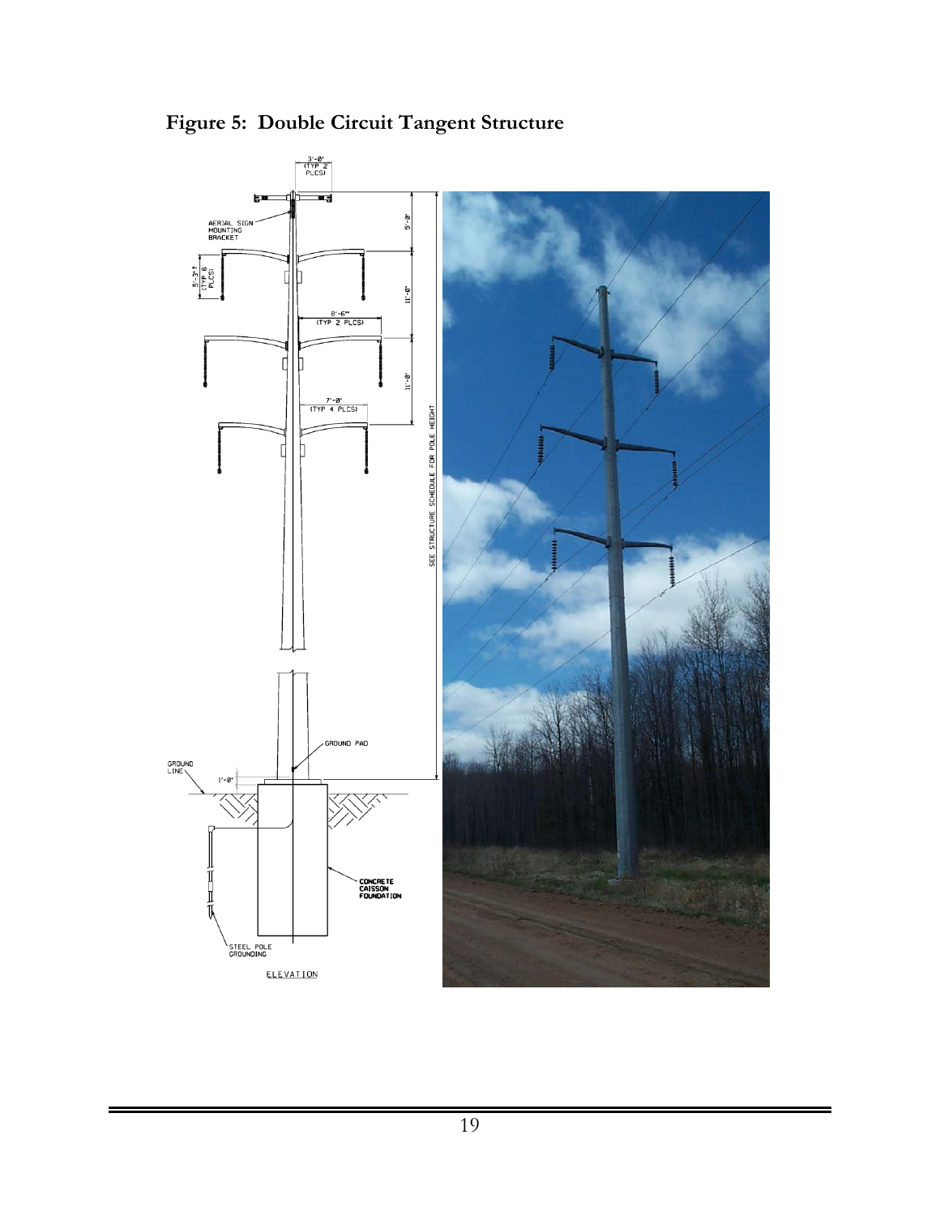**Figure 5: Double Circuit Tangent Structure**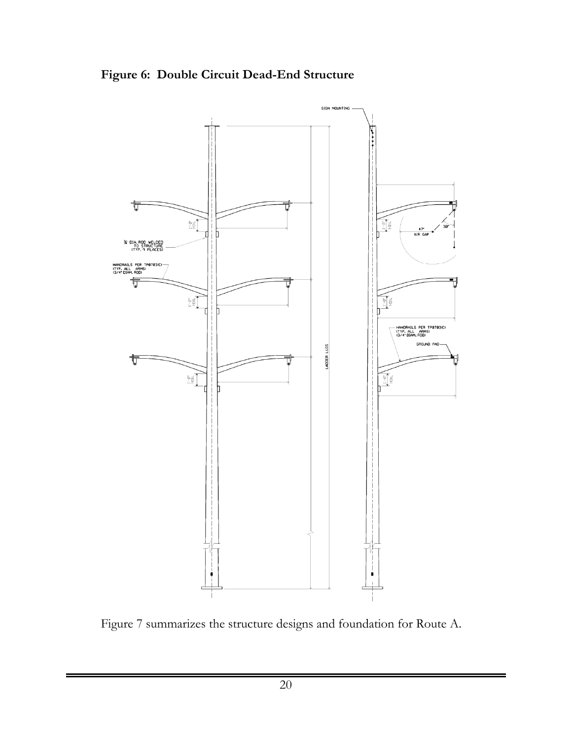**Figure 6: Double Circuit Dead-End Structure**

Figure 7 summarizes the structure designs and foundation for Route A.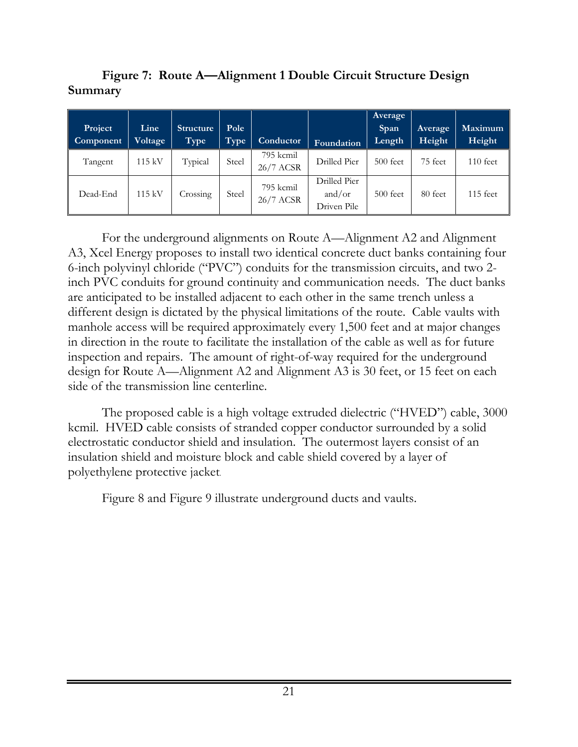**Figure 7: Route A—Alignment 1 Double Circuit Structure Design Summary**

| Project Component | Line Voltage | Structure Type | Pole Type | Conductor | Foundation | Average Span Length | Average Height | Maximum Height |
|---|---|---|---|---|---|---|---|---|
| Tangent | 115 kV | Typical | Steel | 795 kcmil 26/7 ACSR | Drilled Pier | 500 feet | 75 feet | 110 feet |
| Dead-End | 115 kV | Crossing | Steel | 795 kcmil 26/7 ACSR | Drilled Pier and/or Driven Pile | 500 feet | 80 feet | 115 feet |

For the underground alignments on Route A—Alignment A2 and Alignment A3, Xcel Energy proposes to install two identical concrete duct banks containing four 6-inch polyvinyl chloride ("PVC") conduits for the transmission circuits, and two 2-inch PVC conduits for ground continuity and communication needs. The duct banks are anticipated to be installed adjacent to each other in the same trench unless a different design is dictated by the physical limitations of the route. Cable vaults with manhole access will be required approximately every 1,500 feet and at major changes in direction in the route to facilitate the installation of the cable as well as for future inspection and repairs. The amount of right-of-way required for the underground design for Route A—Alignment A2 and Alignment A3 is 30 feet, or 15 feet on each side of the transmission line centerline.

The proposed cable is a high voltage extruded dielectric ("HVED") cable, 3000 kcmil. HVED cable consists of stranded copper conductor surrounded by a solid electrostatic conductor shield and insulation. The outermost layers consist of an insulation shield and moisture block and cable shield covered by a layer of polyethylene protective jacket.

Figure 8 and Figure 9 illustrate underground ducts and vaults.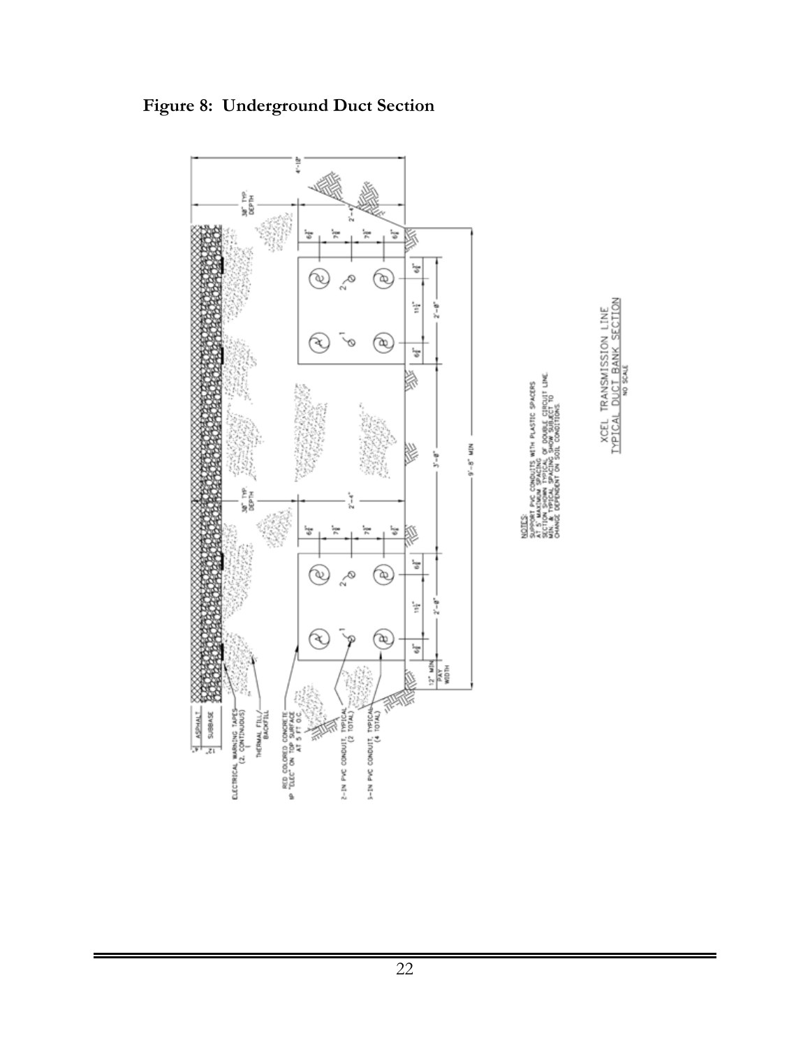**Figure 8: Underground Duct Section**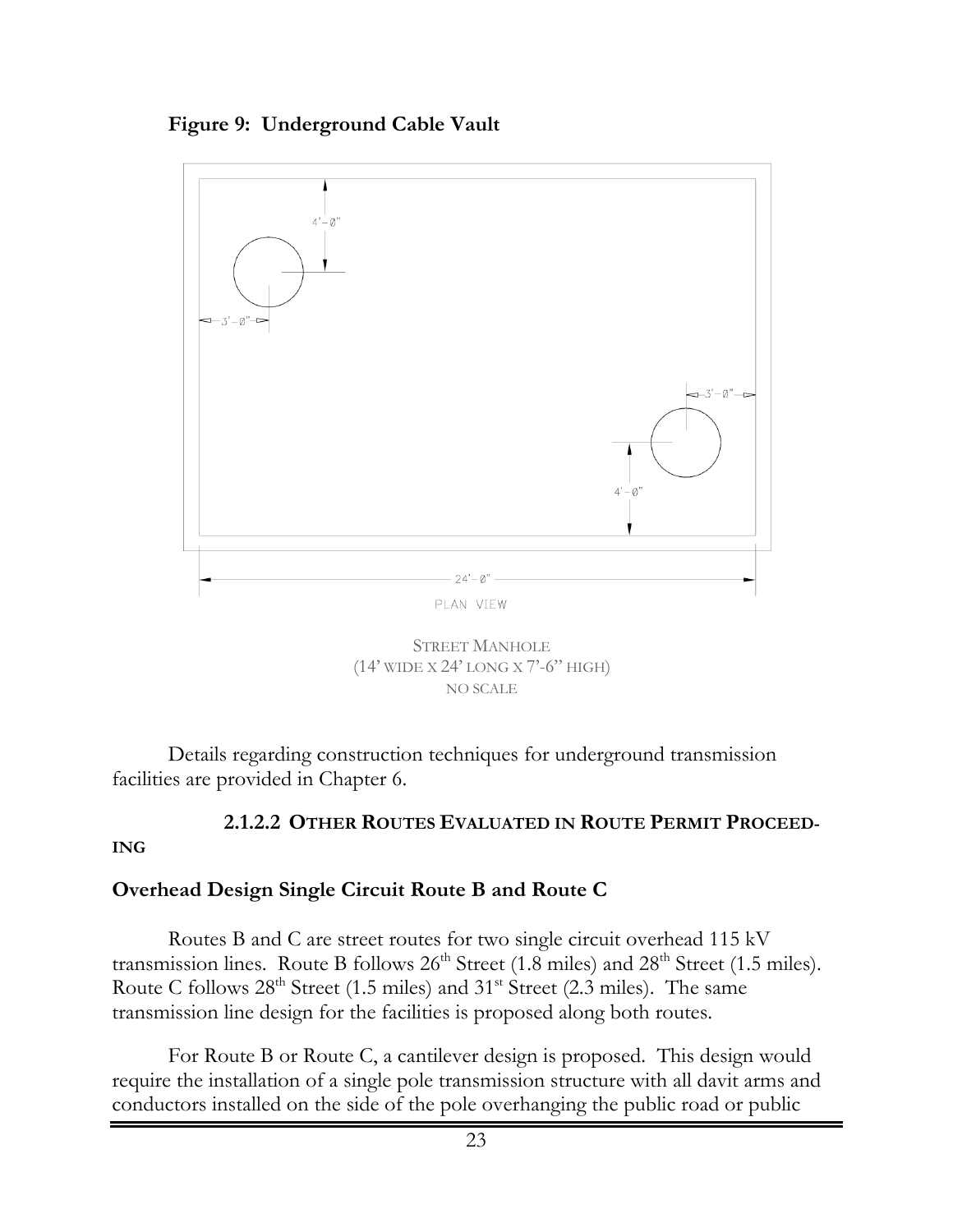**Figure 9: Underground Cable Vault**

4'-0"

3'-0"

3'-0"

4'-0"

24'-0"

PLAN VIEW

STREET MANHOLE
(14' WIDE X 24' LONG X 7'-6" HIGH)
NO SCALE

Details regarding construction techniques for underground transmission facilities are provided in Chapter 6.

#### 2.1.2.2 OTHER ROUTES EVALUATED IN ROUTE PERMIT PROCEEDING

**Overhead Design Single Circuit Route B and Route C**

Routes B and C are street routes for two single circuit overhead 115 kV transmission lines. Route B follows 26th Street (1.8 miles) and 28th Street (1.5 miles). Route C follows 28th Street (1.5 miles) and 31st Street (2.3 miles). The same transmission line design for the facilities is proposed along both routes.

For Route B or Route C, a cantilever design is proposed. This design would require the installation of a single pole transmission structure with all davit arms and conductors installed on the side of the pole overhanging the public road or public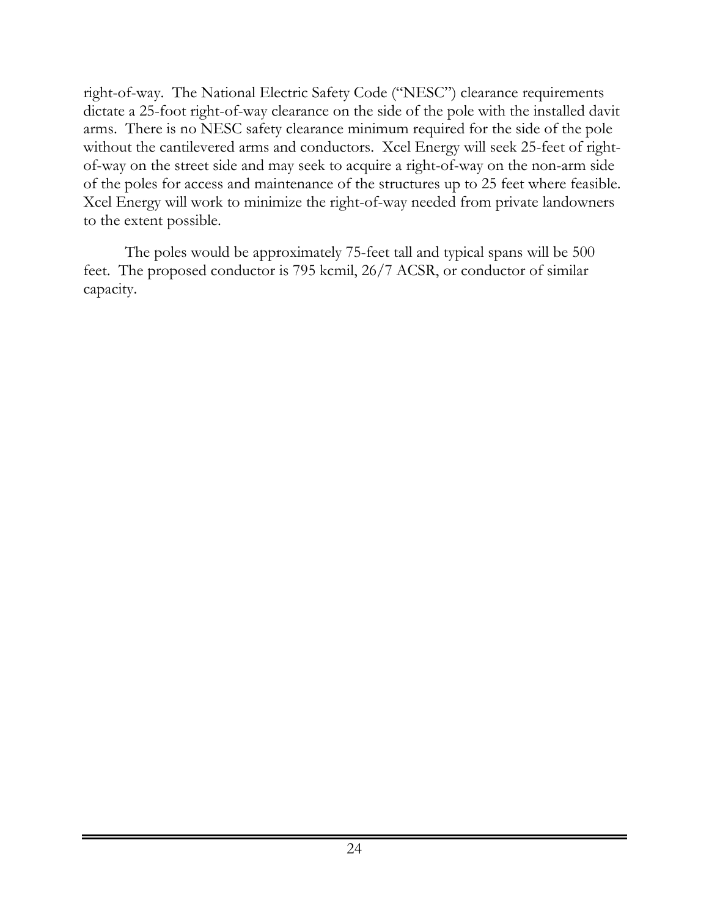right-of-way. The National Electric Safety Code ("NESC") clearance requirements dictate a 25-foot right-of-way clearance on the side of the pole with the installed davit arms. There is no NESC safety clearance minimum required for the side of the pole without the cantilevered arms and conductors. Xcel Energy will seek 25-feet of right-of-way on the street side and may seek to acquire a right-of-way on the non-arm side of the poles for access and maintenance of the structures up to 25 feet where feasible. Xcel Energy will work to minimize the right-of-way needed from private landowners to the extent possible.

The poles would be approximately 75-feet tall and typical spans will be 500 feet. The proposed conductor is 795 kcmil, 26/7 ACSR, or conductor of similar capacity.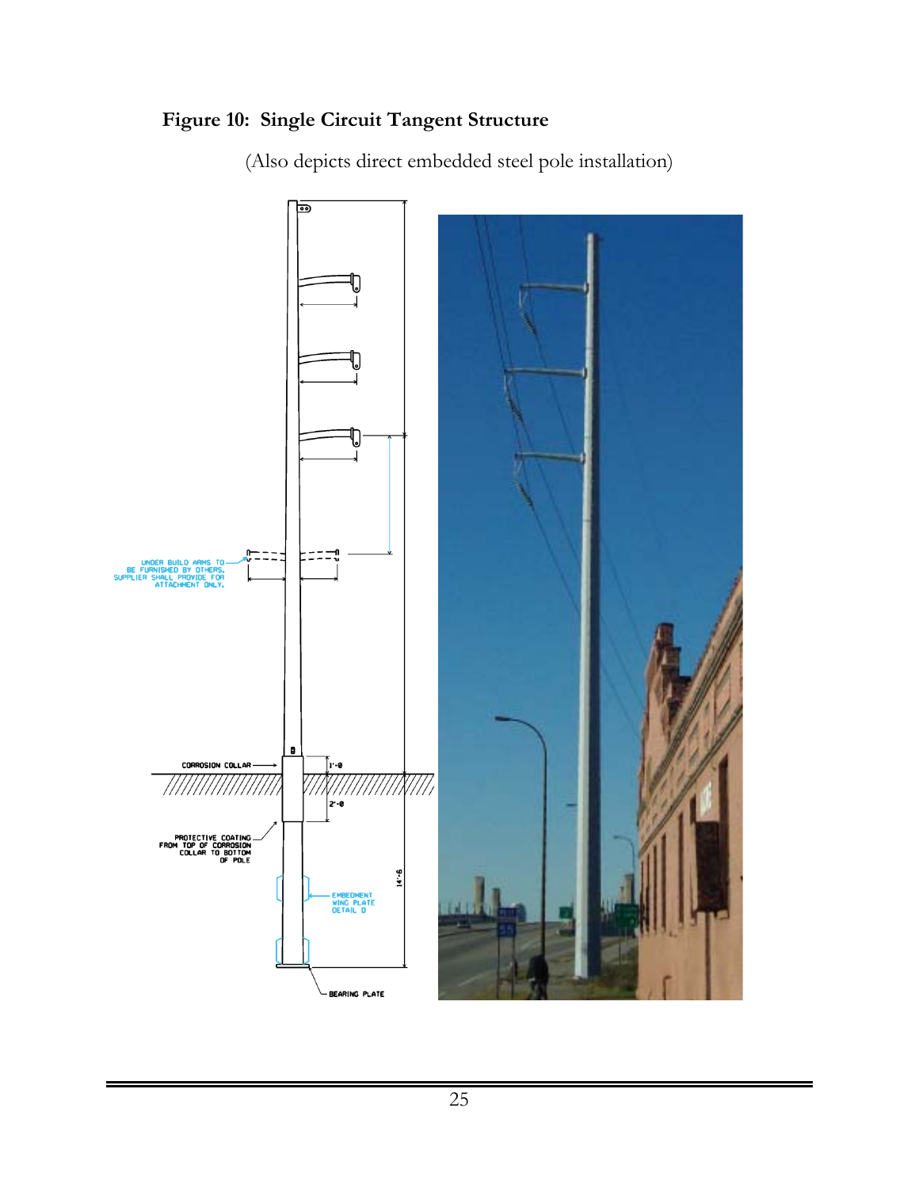**Figure 10: Single Circuit Tangent Structure**

(Also depicts direct embedded steel pole installation)

UNDER BUILD ARMS TO BE FURNISHED BY OTHERS. SUPPLIER SHALL PROVIDE FOR ATTACHMENT ONLY.

CORROSION COLLAR

1'-0

2'-0

PROTECTIVE COATING FROM TOP OF CORROSION COLLAR TO BOTTOM OF POLE

14'-6

EMBEDMENT WING PLATE DETAIL D

BEARING PLATE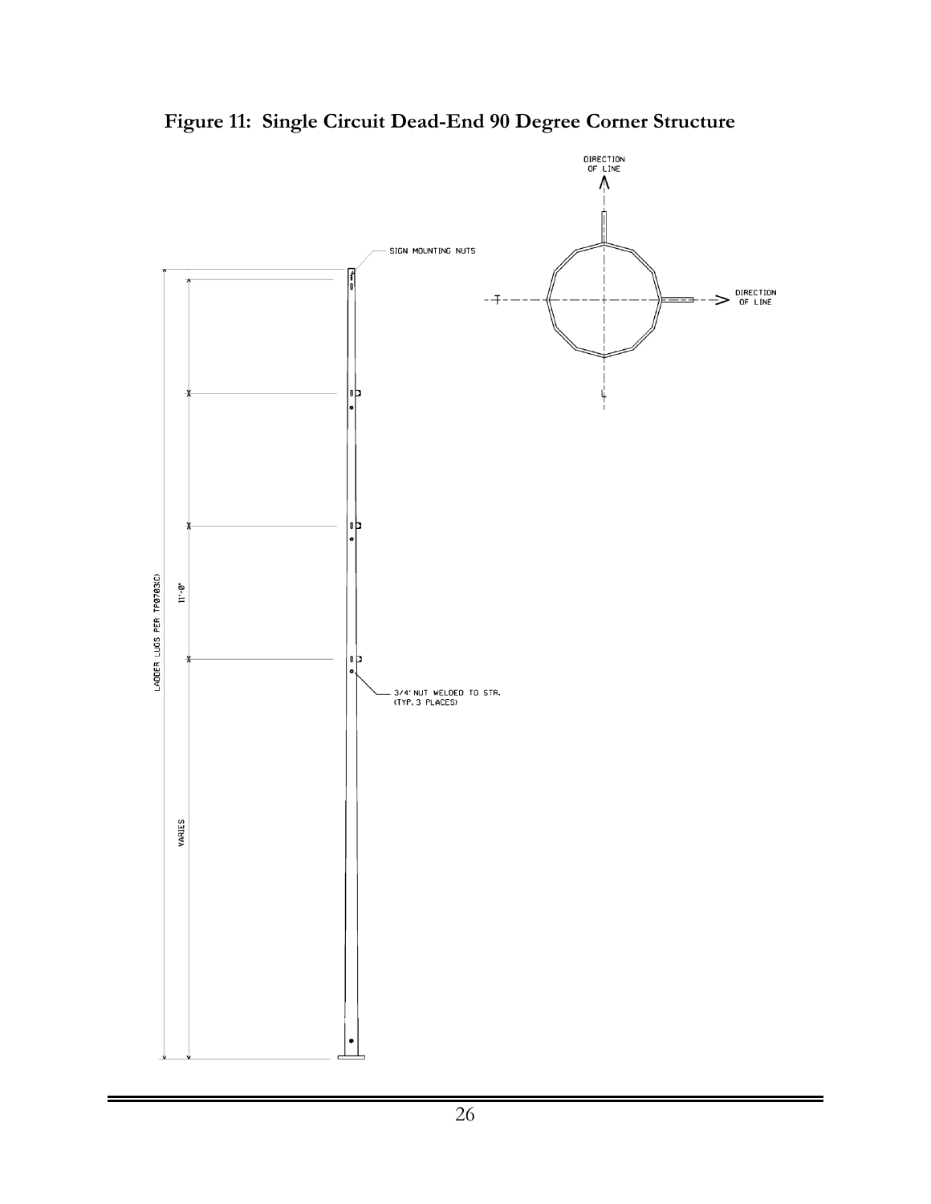**Figure 11: Single Circuit Dead-End 90 Degree Corner Structure**

SIGN MOUNTING NUTS

DIRECTION OF LINE

DIRECTION OF LINE

LADDER LUGS PER TP0703(C)

11'-0"

VARIES

3/4" NUT WELDED TO STR. (TYP. 3 PLACES)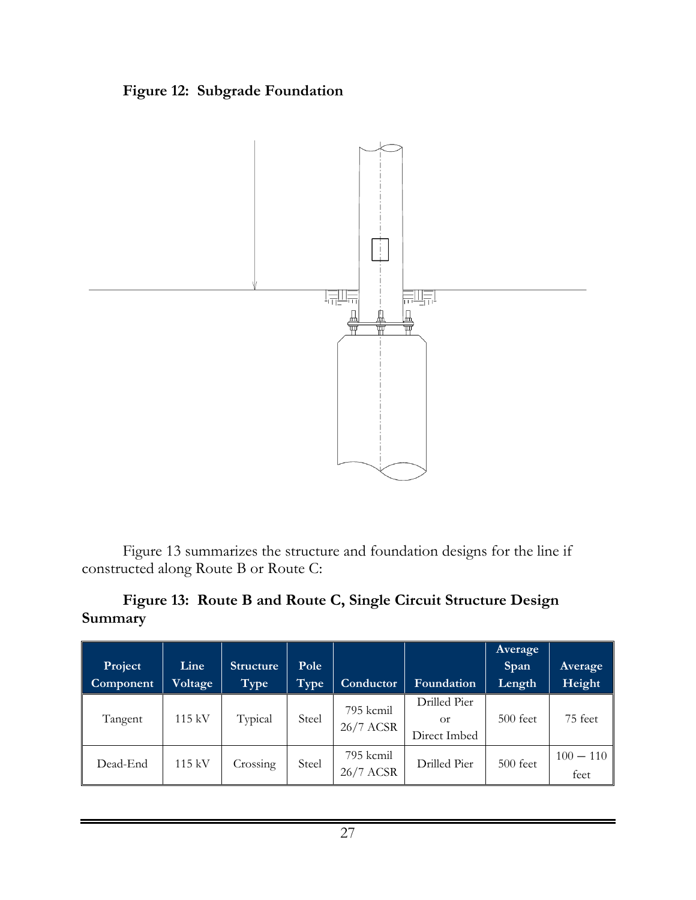**Figure 12: Subgrade Foundation**

Figure 13 summarizes the structure and foundation designs for the line if constructed along Route B or Route C:

**Figure 13: Route B and Route C, Single Circuit Structure Design Summary**

| Project Component | Line Voltage | Structure Type | Pole Type | Conductor | Foundation | Average Span Length | Average Height |
|---|---|---|---|---|---|---|---|
| Tangent | 115 kV | Typical | Steel | 795 kcmil 26/7 ACSR | Drilled Pier or Direct Imbed | 500 feet | 75 feet |
| Dead-End | 115 kV | Crossing | Steel | 795 kcmil 26/7 ACSR | Drilled Pier | 500 feet | 100 – 110 feet |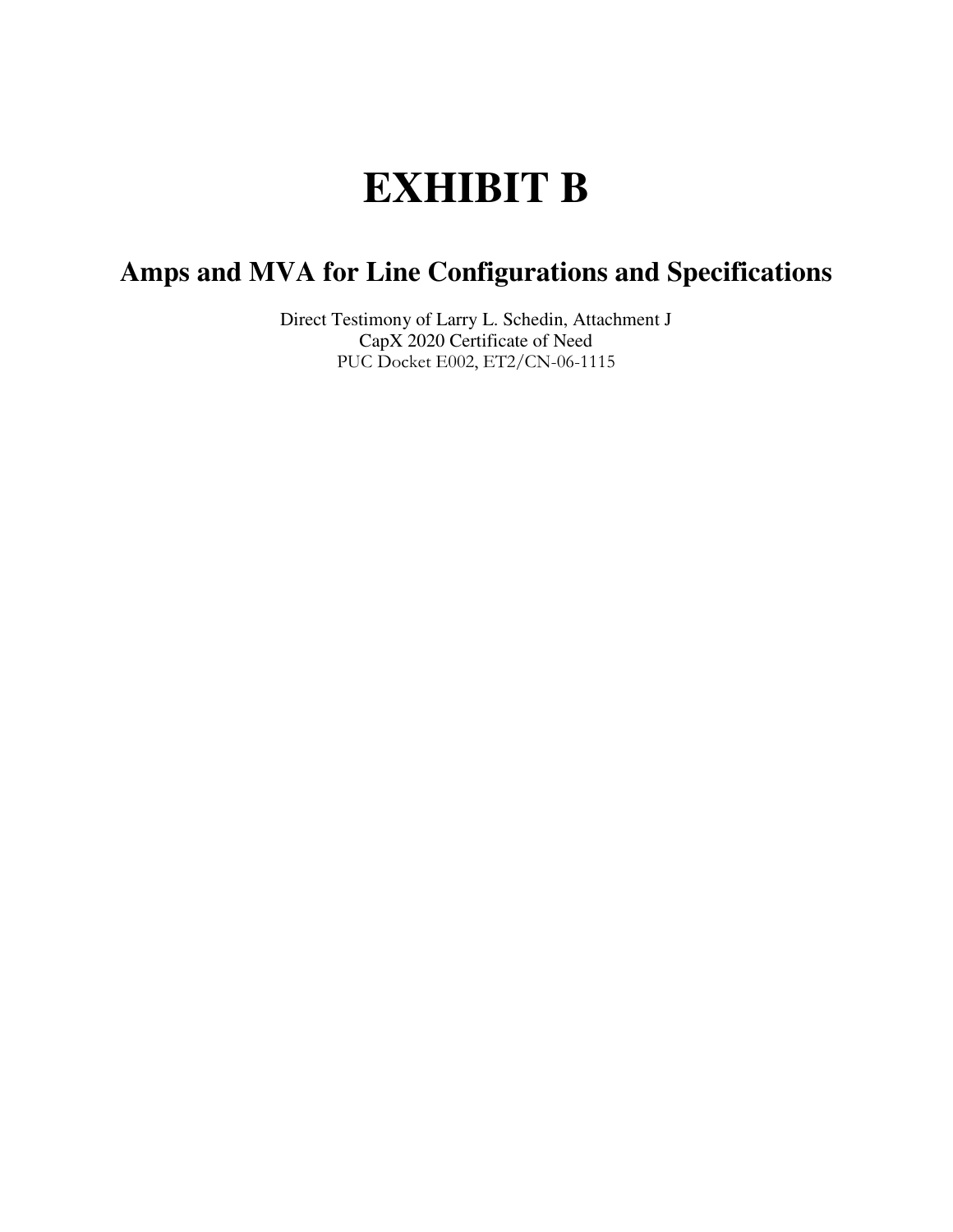# EXHIBIT B

## Amps and MVA for Line Configurations and Specifications

Direct Testimony of Larry L. Schedin, Attachment J
CapX 2020 Certificate of Need
PUC Docket E002, ET2/CN-06-1115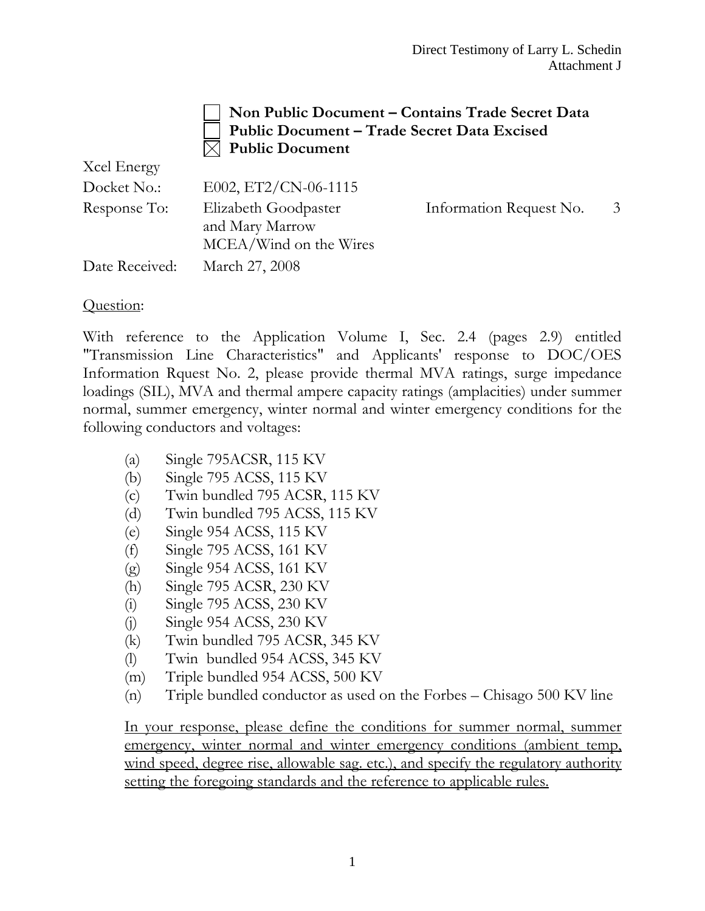☐ **Non Public Document – Contains Trade Secret Data**
☐ **Public Document – Trade Secret Data Excised**
☒ **Public Document**

| | | | |
|---|---|---|---|
| Xcel Energy | | | |
| Docket No.: | E002, ET2/CN-06-1115 | | |
| Response To: | Elizabeth Goodpaster and Mary Marrow MCEA/Wind on the Wires | Information Request No. | 3 |
| Date Received: | March 27, 2008 | | |

Question:

With reference to the Application Volume I, Sec. 2.4 (pages 2.9) entitled "Transmission Line Characteristics" and Applicants' response to DOC/OES Information Rquest No. 2, please provide thermal MVA ratings, surge impedance loadings (SIL), MVA and thermal ampere capacity ratings (amplacities) under summer normal, summer emergency, winter normal and winter emergency conditions for the following conductors and voltages:

(a) Single 795ACSR, 115 KV
(b) Single 795 ACSS, 115 KV
(c) Twin bundled 795 ACSR, 115 KV
(d) Twin bundled 795 ACSS, 115 KV
(e) Single 954 ACSS, 115 KV
(f) Single 795 ACSS, 161 KV
(g) Single 954 ACSS, 161 KV
(h) Single 795 ACSR, 230 KV
(i) Single 795 ACSS, 230 KV
(j) Single 954 ACSS, 230 KV
(k) Twin bundled 795 ACSR, 345 KV
(l) Twin bundled 954 ACSS, 345 KV
(m) Triple bundled 954 ACSS, 500 KV
(n) Triple bundled conductor as used on the Forbes – Chisago 500 KV line

<u>In your response, please define the conditions for summer normal, summer emergency, winter normal and winter emergency conditions (ambient temp, wind speed, degree rise, allowable sag. etc.), and specify the regulatory authority setting the foregoing standards and the reference to applicable rules.</u>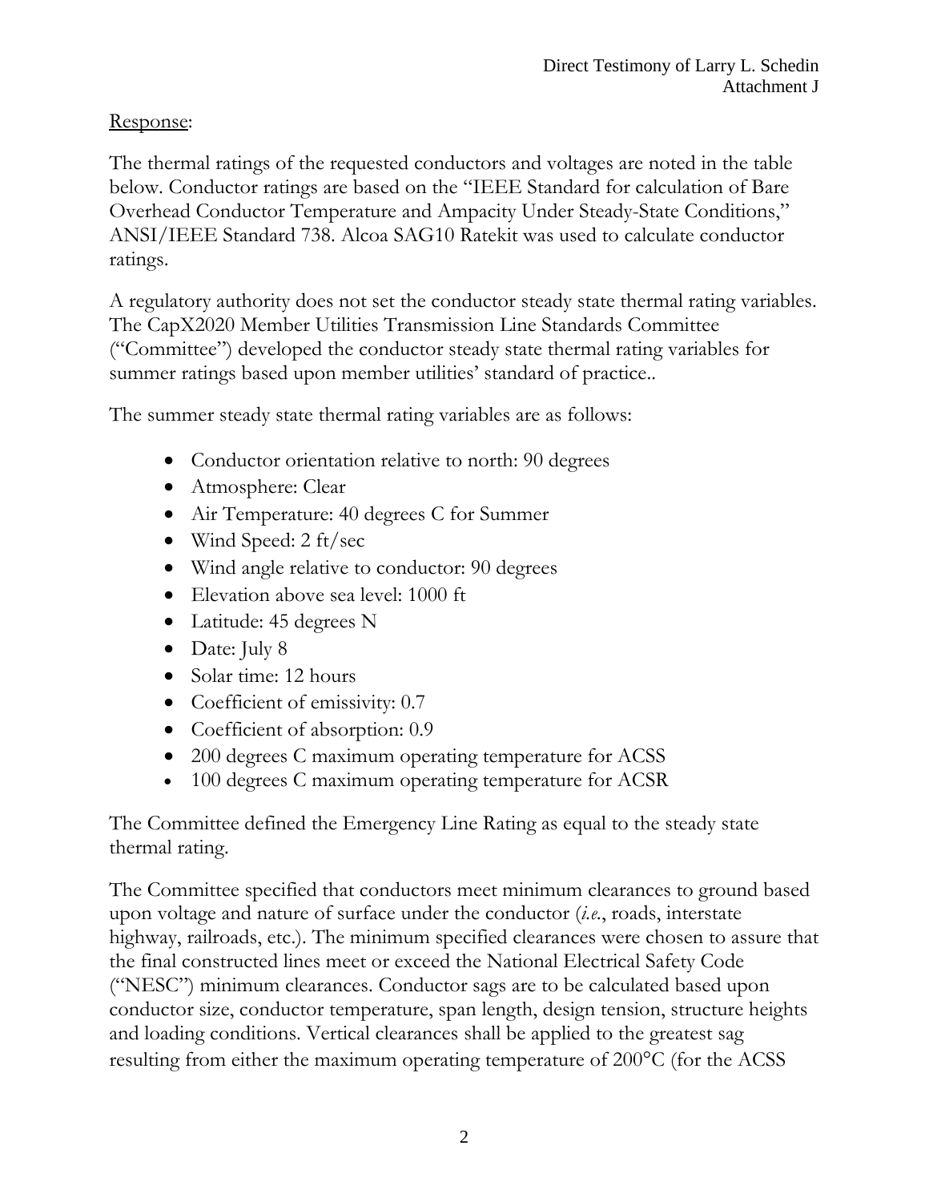<u>Response</u>:

The thermal ratings of the requested conductors and voltages are noted in the table below. Conductor ratings are based on the "IEEE Standard for calculation of Bare Overhead Conductor Temperature and Ampacity Under Steady-State Conditions," ANSI/IEEE Standard 738. Alcoa SAG10 Ratekit was used to calculate conductor ratings.

A regulatory authority does not set the conductor steady state thermal rating variables. The CapX2020 Member Utilities Transmission Line Standards Committee ("Committee") developed the conductor steady state thermal rating variables for summer ratings based upon member utilities' standard of practice..

The summer steady state thermal rating variables are as follows:

- Conductor orientation relative to north: 90 degrees
- Atmosphere: Clear
- Air Temperature: 40 degrees C for Summer
- Wind Speed: 2 ft/sec
- Wind angle relative to conductor: 90 degrees
- Elevation above sea level: 1000 ft
- Latitude: 45 degrees N
- Date: July 8
- Solar time: 12 hours
- Coefficient of emissivity: 0.7
- Coefficient of absorption: 0.9
- 200 degrees C maximum operating temperature for ACSS
- 100 degrees C maximum operating temperature for ACSR

The Committee defined the Emergency Line Rating as equal to the steady state thermal rating.

The Committee specified that conductors meet minimum clearances to ground based upon voltage and nature of surface under the conductor (*i.e.*, roads, interstate highway, railroads, etc.). The minimum specified clearances were chosen to assure that the final constructed lines meet or exceed the National Electrical Safety Code ("NESC") minimum clearances. Conductor sags are to be calculated based upon conductor size, conductor temperature, span length, design tension, structure heights and loading conditions. Vertical clearances shall be applied to the greatest sag resulting from either the maximum operating temperature of 200°C (for the ACSS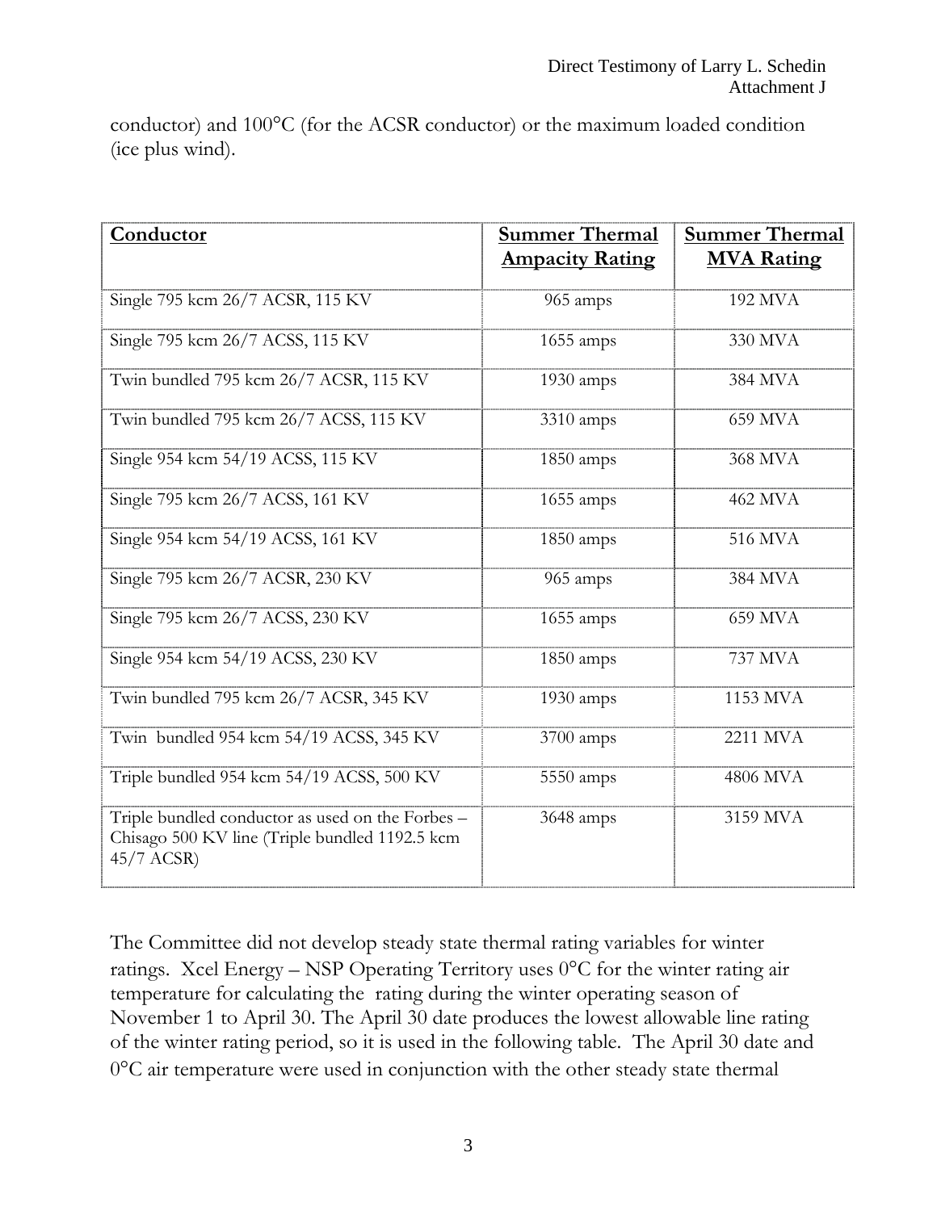conductor) and 100°C (for the ACSR conductor) or the maximum loaded condition (ice plus wind).

| **Conductor** | **Summer Thermal Ampacity Rating** | **Summer Thermal MVA Rating** |
|---|---|---|
| Single 795 kcm 26/7 ACSR, 115 KV | 965 amps | 192 MVA |
| Single 795 kcm 26/7 ACSS, 115 KV | 1655 amps | 330 MVA |
| Twin bundled 795 kcm 26/7 ACSR, 115 KV | 1930 amps | 384 MVA |
| Twin bundled 795 kcm 26/7 ACSS, 115 KV | 3310 amps | 659 MVA |
| Single 954 kcm 54/19 ACSS, 115 KV | 1850 amps | 368 MVA |
| Single 795 kcm 26/7 ACSS, 161 KV | 1655 amps | 462 MVA |
| Single 954 kcm 54/19 ACSS, 161 KV | 1850 amps | 516 MVA |
| Single 795 kcm 26/7 ACSR, 230 KV | 965 amps | 384 MVA |
| Single 795 kcm 26/7 ACSS, 230 KV | 1655 amps | 659 MVA |
| Single 954 kcm 54/19 ACSS, 230 KV | 1850 amps | 737 MVA |
| Twin bundled 795 kcm 26/7 ACSR, 345 KV | 1930 amps | 1153 MVA |
| Twin bundled 954 kcm 54/19 ACSS, 345 KV | 3700 amps | 2211 MVA |
| Triple bundled 954 kcm 54/19 ACSS, 500 KV | 5550 amps | 4806 MVA |
| Triple bundled conductor as used on the Forbes – Chisago 500 KV line (Triple bundled 1192.5 kcm 45/7 ACSR) | 3648 amps | 3159 MVA |

The Committee did not develop steady state thermal rating variables for winter ratings. Xcel Energy – NSP Operating Territory uses 0°C for the winter rating air temperature for calculating the rating during the winter operating season of November 1 to April 30. The April 30 date produces the lowest allowable line rating of the winter rating period, so it is used in the following table. The April 30 date and 0°C air temperature were used in conjunction with the other steady state thermal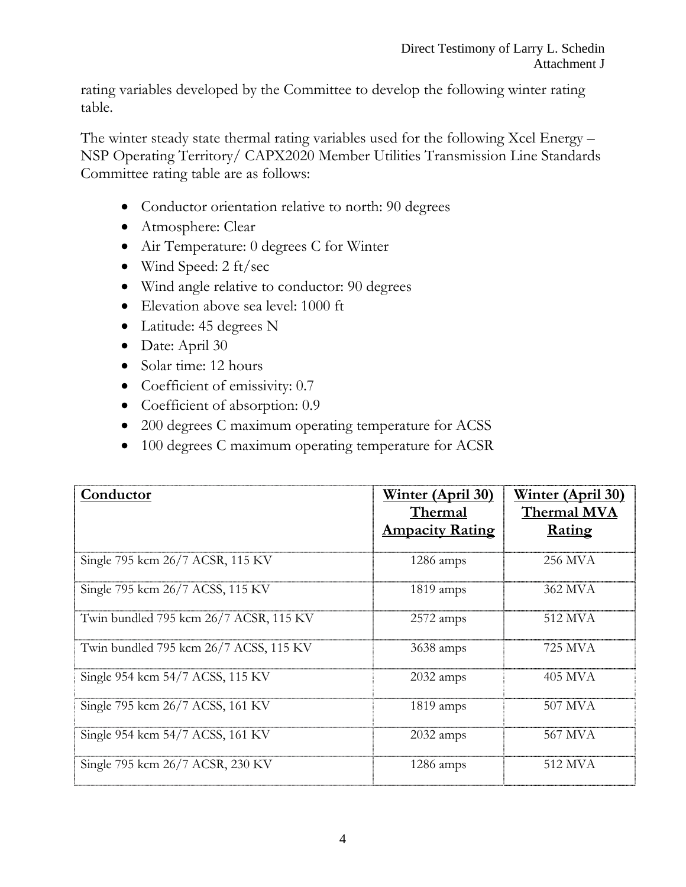rating variables developed by the Committee to develop the following winter rating table.

The winter steady state thermal rating variables used for the following Xcel Energy – NSP Operating Territory/ CAPX2020 Member Utilities Transmission Line Standards Committee rating table are as follows:

- Conductor orientation relative to north: 90 degrees
- Atmosphere: Clear
- Air Temperature: 0 degrees C for Winter
- Wind Speed: 2 ft/sec
- Wind angle relative to conductor: 90 degrees
- Elevation above sea level: 1000 ft
- Latitude: 45 degrees N
- Date: April 30
- Solar time: 12 hours
- Coefficient of emissivity: 0.7
- Coefficient of absorption: 0.9
- 200 degrees C maximum operating temperature for ACSS
- 100 degrees C maximum operating temperature for ACSR

| Conductor | Winter (April 30) Thermal Ampacity Rating | Winter (April 30) Thermal MVA Rating |
|---|---|---|
| Single 795 kcm 26/7 ACSR, 115 KV | 1286 amps | 256 MVA |
| Single 795 kcm 26/7 ACSS, 115 KV | 1819 amps | 362 MVA |
| Twin bundled 795 kcm 26/7 ACSR, 115 KV | 2572 amps | 512 MVA |
| Twin bundled 795 kcm 26/7 ACSS, 115 KV | 3638 amps | 725 MVA |
| Single 954 kcm 54/7 ACSS, 115 KV | 2032 amps | 405 MVA |
| Single 795 kcm 26/7 ACSS, 161 KV | 1819 amps | 507 MVA |
| Single 954 kcm 54/7 ACSS, 161 KV | 2032 amps | 567 MVA |
| Single 795 kcm 26/7 ACSR, 230 KV | 1286 amps | 512 MVA |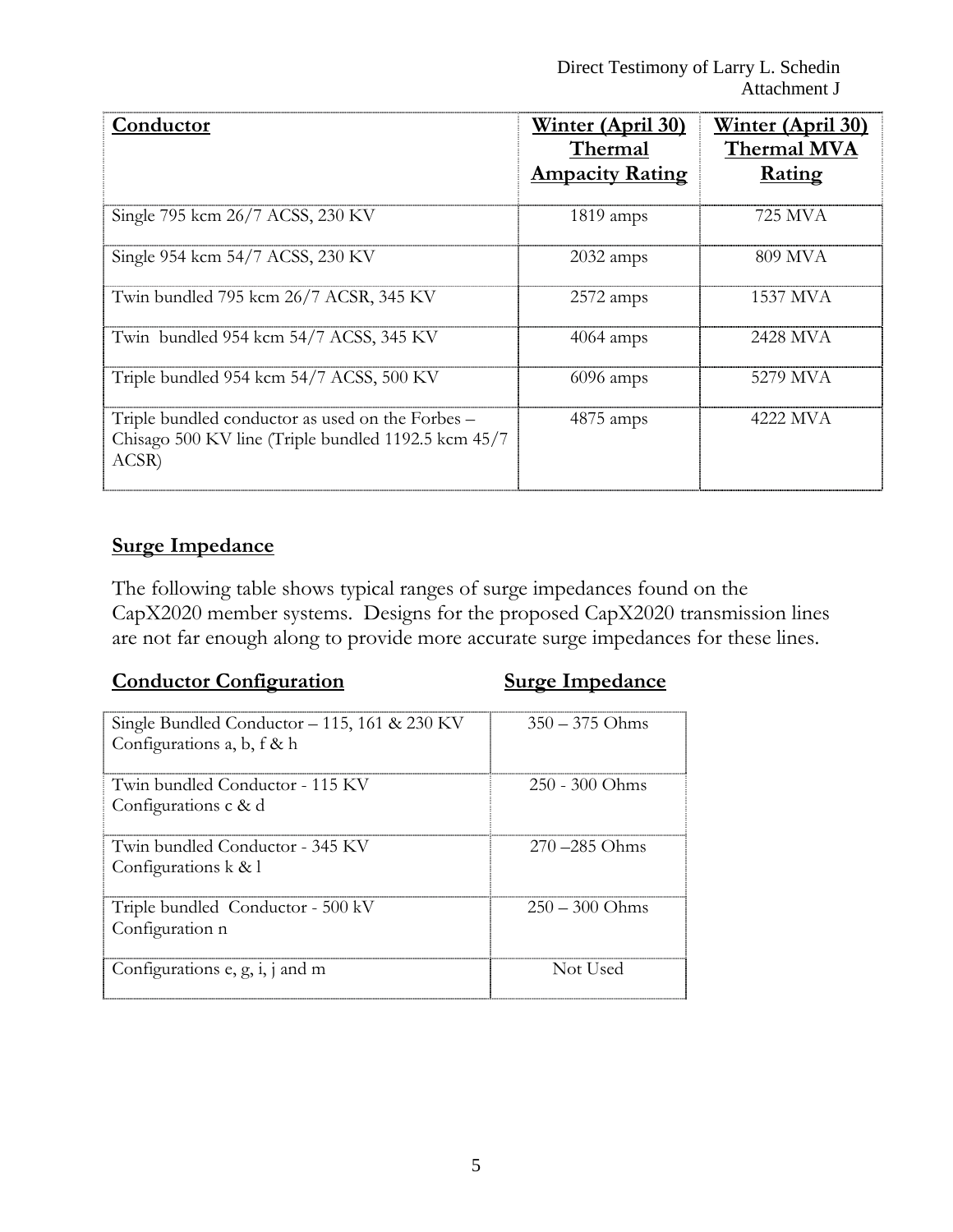| Conductor | Winter (April 30) Thermal Ampacity Rating | Winter (April 30) Thermal MVA Rating |
|---|---|---|
| Single 795 kcm 26/7 ACSS, 230 KV | 1819 amps | 725 MVA |
| Single 954 kcm 54/7 ACSS, 230 KV | 2032 amps | 809 MVA |
| Twin bundled 795 kcm 26/7 ACSR, 345 KV | 2572 amps | 1537 MVA |
| Twin bundled 954 kcm 54/7 ACSS, 345 KV | 4064 amps | 2428 MVA |
| Triple bundled 954 kcm 54/7 ACSS, 500 KV | 6096 amps | 5279 MVA |
| Triple bundled conductor as used on the Forbes – Chisago 500 KV line (Triple bundled 1192.5 kcm 45/7 ACSR) | 4875 amps | 4222 MVA |

## Surge Impedance

The following table shows typical ranges of surge impedances found on the CapX2020 member systems. Designs for the proposed CapX2020 transmission lines are not far enough along to provide more accurate surge impedances for these lines.

| Conductor Configuration | Surge Impedance |
|---|---|
| Single Bundled Conductor – 115, 161 & 230 KV Configurations a, b, f & h | 350 – 375 Ohms |
| Twin bundled Conductor - 115 KV Configurations c & d | 250 - 300 Ohms |
| Twin bundled Conductor - 345 KV Configurations k & l | 270 –285 Ohms |
| Triple bundled Conductor - 500 kV Configuration n | 250 – 300 Ohms |
| Configurations e, g, i, j and m | Not Used |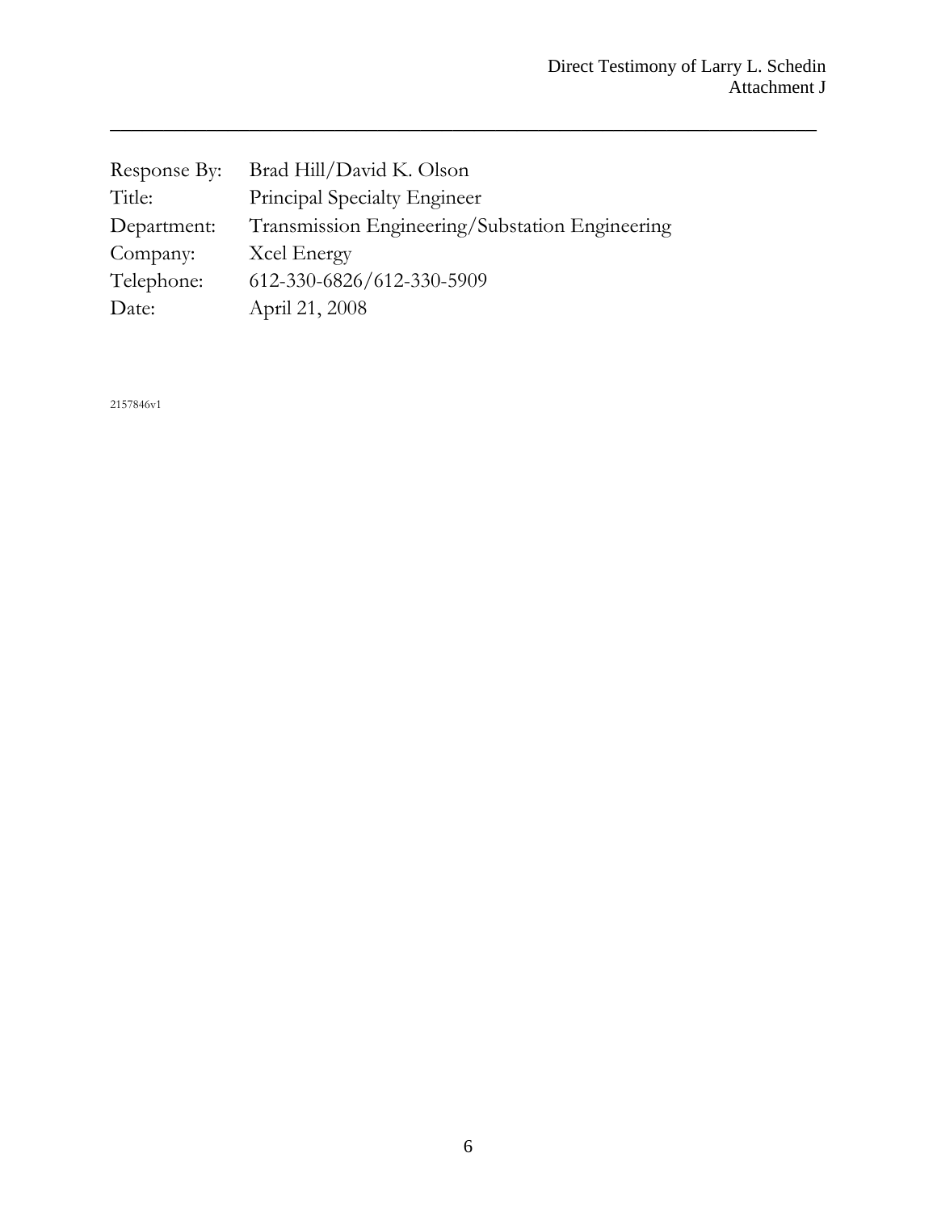| | |
|---|---|
| Response By: | Brad Hill/David K. Olson |
| Title: | Principal Specialty Engineer |
| Department: | Transmission Engineering/Substation Engineering |
| Company: | Xcel Energy |
| Telephone: | 612-330-6826/612-330-5909 |
| Date: | April 21, 2008 |

2157846v1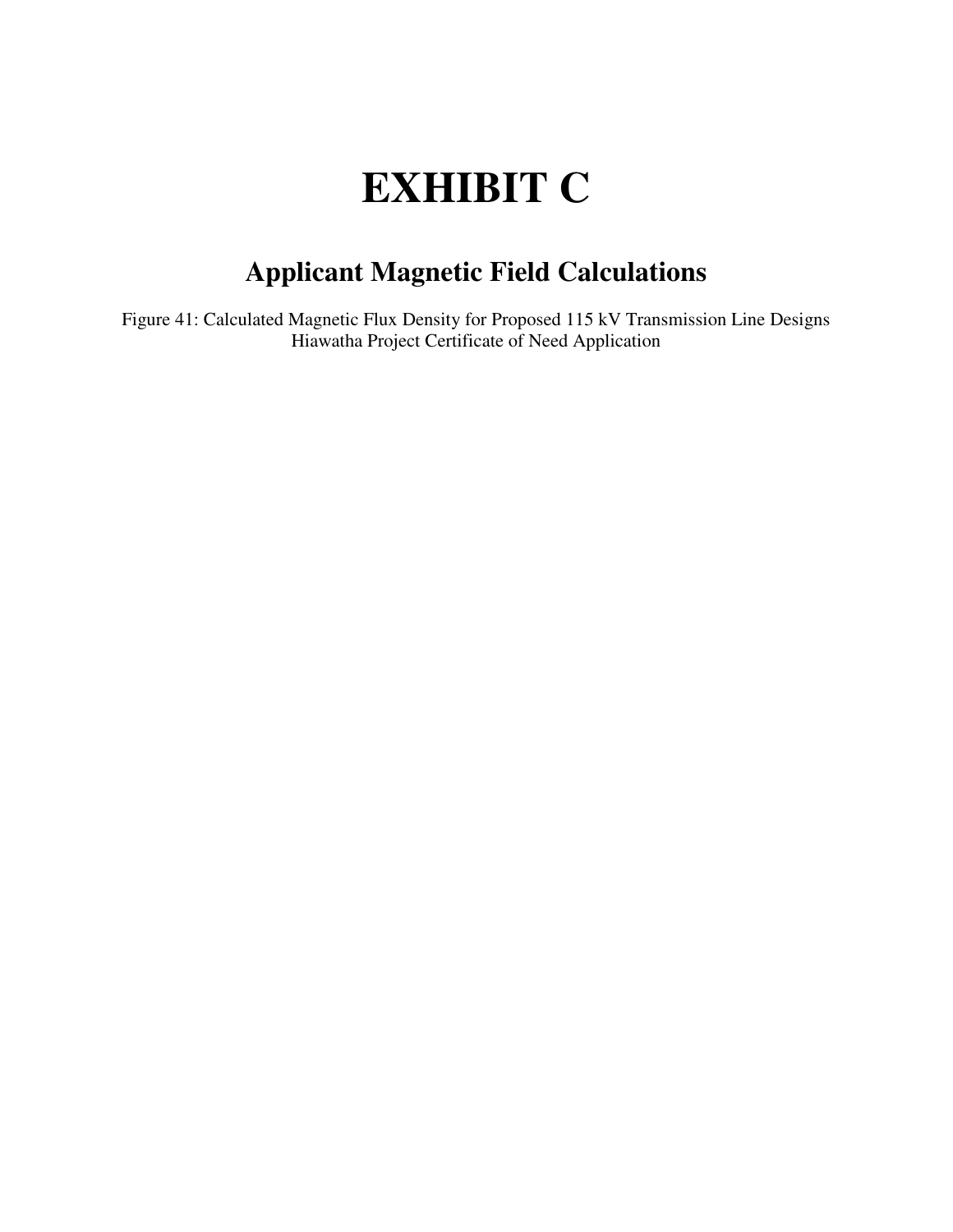# EXHIBIT C

## Applicant Magnetic Field Calculations

Figure 41: Calculated Magnetic Flux Density for Proposed 115 kV Transmission Line Designs
Hiawatha Project Certificate of Need Application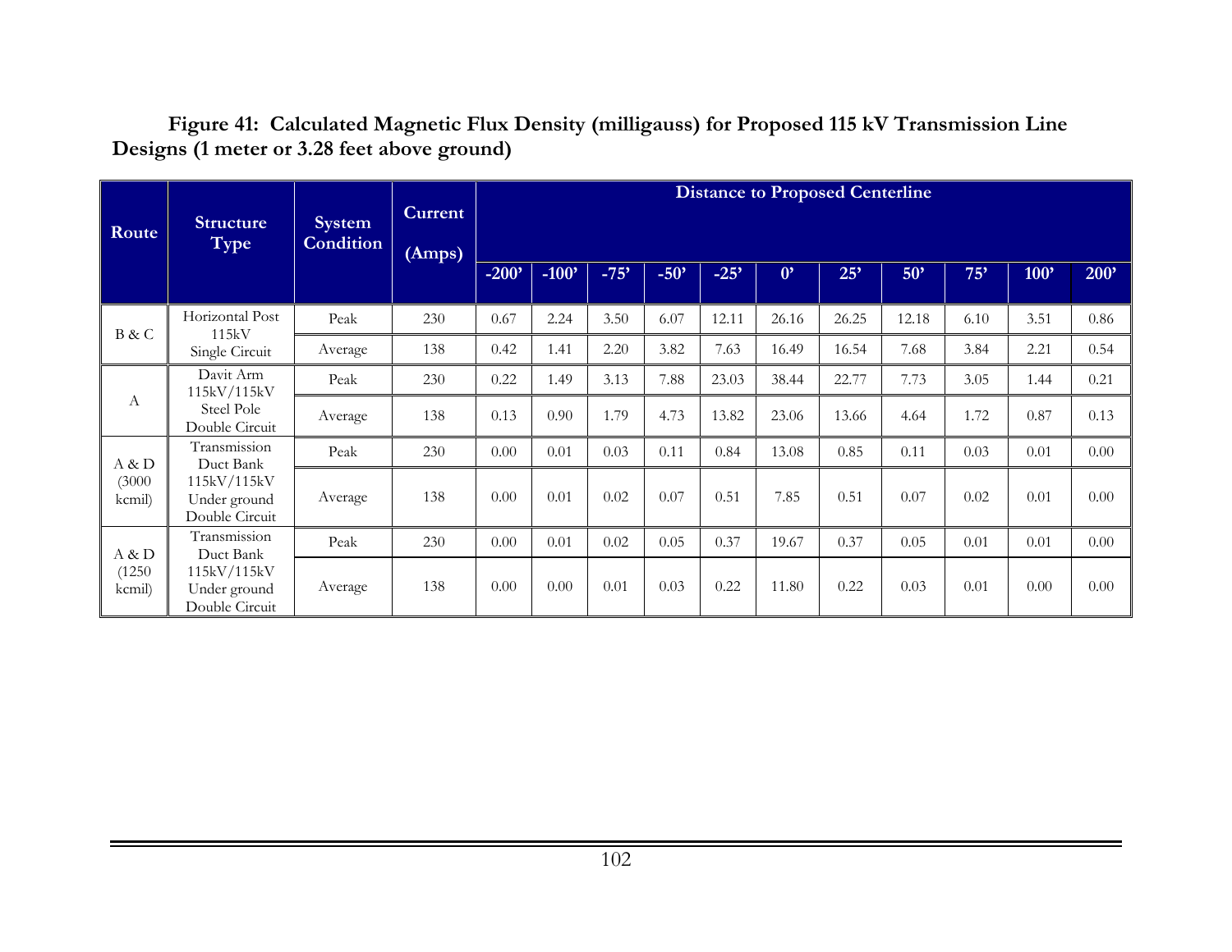**Figure 41: Calculated Magnetic Flux Density (milligauss) for Proposed 115 kV Transmission Line Designs (1 meter or 3.28 feet above ground)**

| Route | Structure Type | System Condition | Current (Amps) | Distance to Proposed Centerline | | | | | | | | | | |
|---|---|---|---|---|---|---|---|---|---|---|---|---|---|---|
| | | | | -200' | -100' | -75' | -50' | -25' | 0' | 25' | 50' | 75' | 100' | 200' |
| B & C | Horizontal Post 115kV Single Circuit | Peak | 230 | 0.67 | 2.24 | 3.50 | 6.07 | 12.11 | 26.16 | 26.25 | 12.18 | 6.10 | 3.51 | 0.86 |
| | | Average | 138 | 0.42 | 1.41 | 2.20 | 3.82 | 7.63 | 16.49 | 16.54 | 7.68 | 3.84 | 2.21 | 0.54 |
| A | Davit Arm 115kV/115kV Steel Pole Double Circuit | Peak | 230 | 0.22 | 1.49 | 3.13 | 7.88 | 23.03 | 38.44 | 22.77 | 7.73 | 3.05 | 1.44 | 0.21 |
| | | Average | 138 | 0.13 | 0.90 | 1.79 | 4.73 | 13.82 | 23.06 | 13.66 | 4.64 | 1.72 | 0.87 | 0.13 |
| A & D (3000 kcmil) | Transmission Duct Bank 115kV/115kV Under ground Double Circuit | Peak | 230 | 0.00 | 0.01 | 0.03 | 0.11 | 0.84 | 13.08 | 0.85 | 0.11 | 0.03 | 0.01 | 0.00 |
| | | Average | 138 | 0.00 | 0.01 | 0.02 | 0.07 | 0.51 | 7.85 | 0.51 | 0.07 | 0.02 | 0.01 | 0.00 |
| A & D (1250 kcmil) | Transmission Duct Bank 115kV/115kV Under ground Double Circuit | Peak | 230 | 0.00 | 0.01 | 0.02 | 0.05 | 0.37 | 19.67 | 0.37 | 0.05 | 0.01 | 0.01 | 0.00 |
| | | Average | 138 | 0.00 | 0.00 | 0.01 | 0.03 | 0.22 | 11.80 | 0.22 | 0.03 | 0.01 | 0.00 | 0.00 |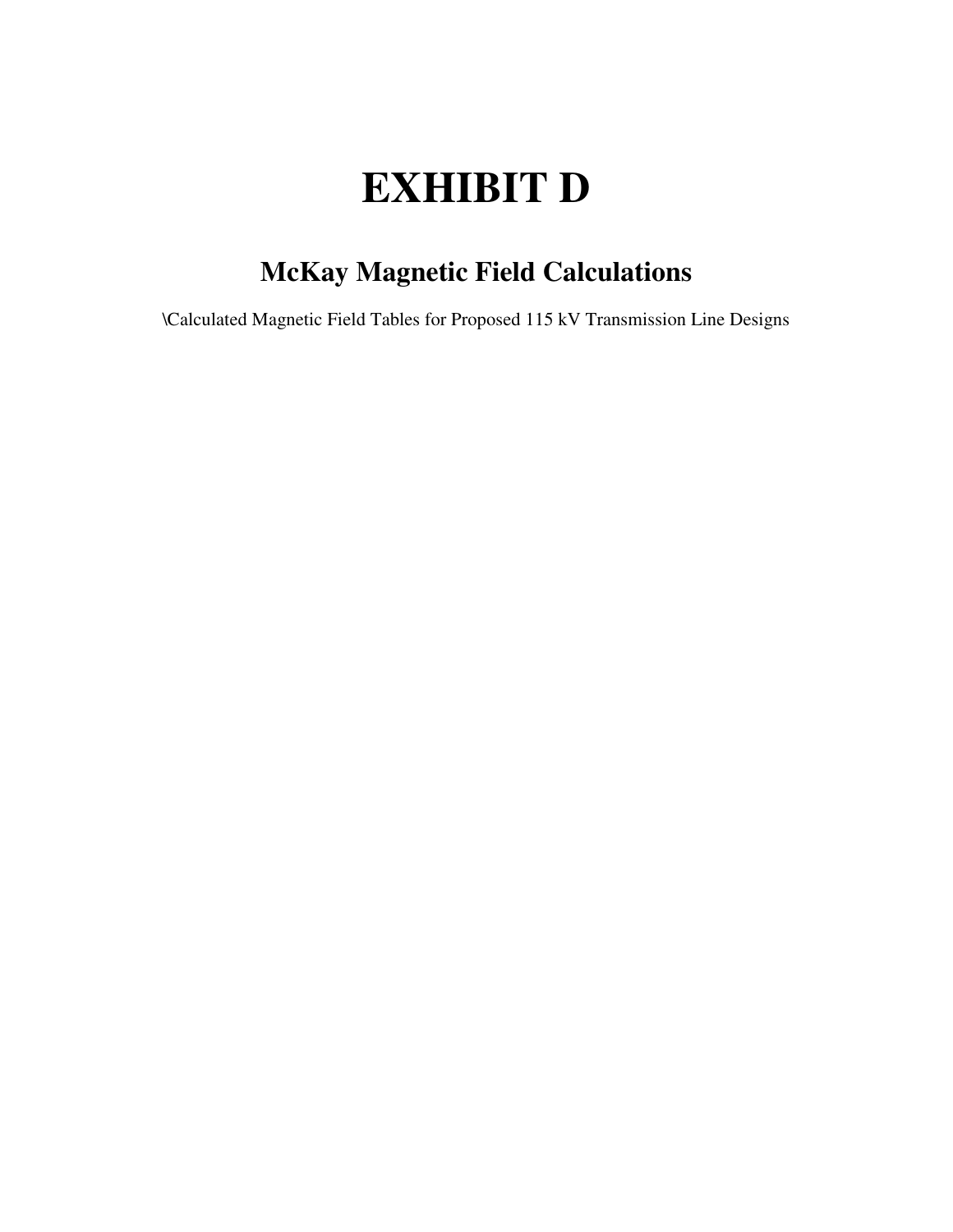# EXHIBIT D

## McKay Magnetic Field Calculations

\Calculated Magnetic Field Tables for Proposed 115 kV Transmission Line Designs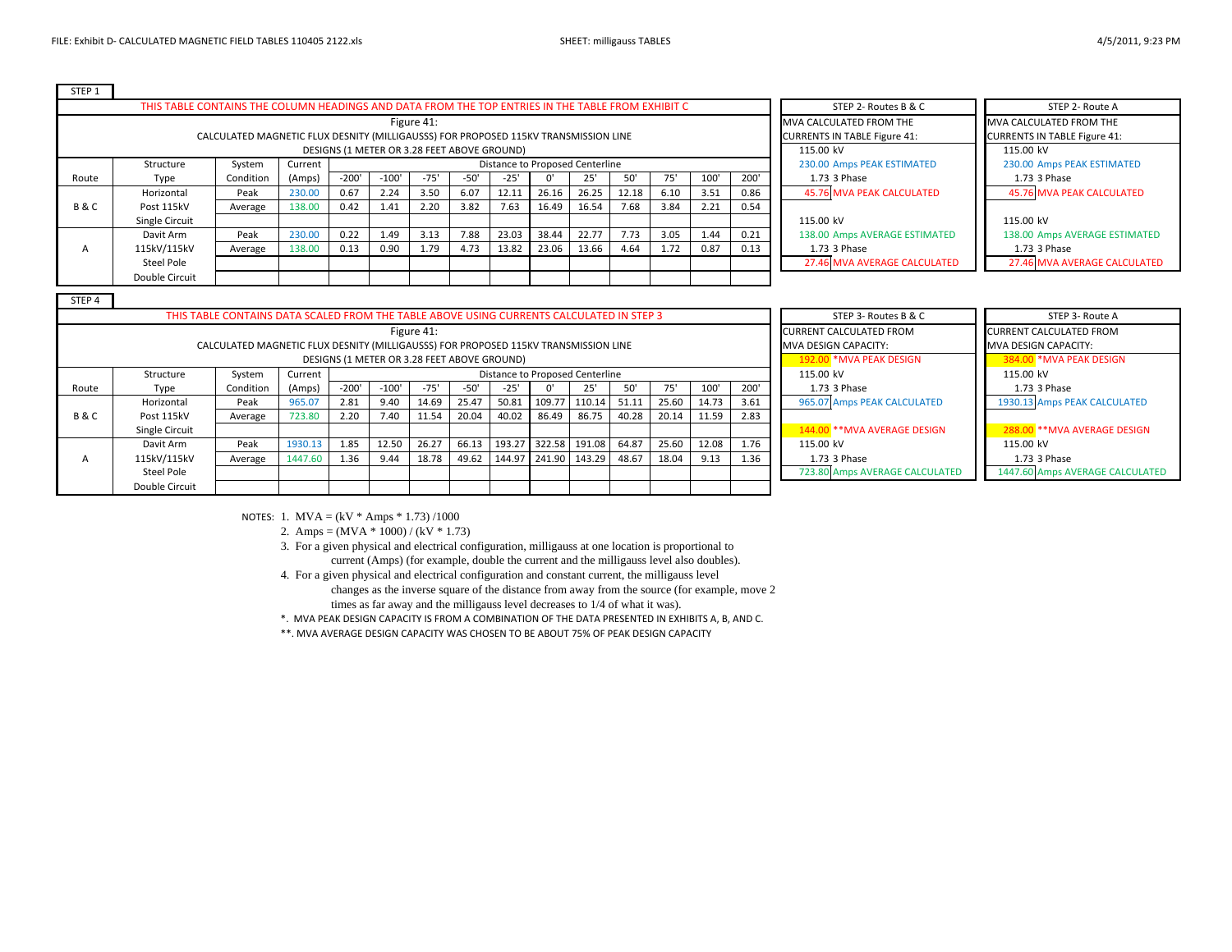STEP 1

THIS TABLE CONTAINS THE COLUMN HEADINGS AND DATA FROM THE TOP ENTRIES IN THE TABLE FROM EXHIBIT C

Figure 41:

CALCULATED MAGNETIC FLUX DESNITY (MILLIGAUSSS) FOR PROPOSED 115KV TRANSMISSION LINE

DESIGNS (1 METER OR 3.28 FEET ABOVE GROUND)

| Route | Structure Type | System Condition | Current (Amps) | -200' | -100' | -75' | -50' | -25' | 0' | 25' | 50' | 75' | 100' | 200' |
|---|---|---|---|---|---|---|---|---|---|---|---|---|---|---|
| | | | | Distance to Proposed Centerline | | | | | | | | | | |
| B & C | Horizontal | Peak | 230.00 | 0.67 | 2.24 | 3.50 | 6.07 | 12.11 | 26.16 | 26.25 | 12.18 | 6.10 | 3.51 | 0.86 |
| | Post 115kV | Average | 138.00 | 0.42 | 1.41 | 2.20 | 3.82 | 7.63 | 16.49 | 16.54 | 7.68 | 3.84 | 2.21 | 0.54 |
| | Single Circuit | | | | | | | | | | | | | |
| A | Davit Arm | Peak | 230.00 | 0.22 | 1.49 | 3.13 | 7.88 | 23.03 | 38.44 | 22.77 | 7.73 | 3.05 | 1.44 | 0.21 |
| | 115kV/115kV | Average | 138.00 | 0.13 | 0.90 | 1.79 | 4.73 | 13.82 | 23.06 | 13.66 | 4.64 | 1.72 | 0.87 | 0.13 |
| | Steel Pole | | | | | | | | | | | | | |
| | Double Circuit | | | | | | | | | | | | | |

STEP 2- Routes B & C

MVA CALCULATED FROM THE CURRENTS IN TABLE Figure 41:

115.00 kV
230.00 Amps PEAK ESTIMATED
1.73 3 Phase
45.76 MVA PEAK CALCULATED

115.00 kV
138.00 Amps AVERAGE ESTIMATED
1.73 3 Phase
27.46 MVA AVERAGE CALCULATED

STEP 2- Route A

MVA CALCULATED FROM THE CURRENTS IN TABLE Figure 41:

115.00 kV
230.00 Amps PEAK ESTIMATED
1.73 3 Phase
45.76 MVA PEAK CALCULATED

115.00 kV
138.00 Amps AVERAGE ESTIMATED
1.73 3 Phase
27.46 MVA AVERAGE CALCULATED

STEP 4

THIS TABLE CONTAINS DATA SCALED FROM THE TABLE ABOVE USING CURRENTS CALCULATED IN STEP 3

Figure 41:

CALCULATED MAGNETIC FLUX DESNITY (MILLIGAUSSS) FOR PROPOSED 115KV TRANSMISSION LINE

DESIGNS (1 METER OR 3.28 FEET ABOVE GROUND)

| Route | Structure Type | System Condition | Current (Amps) | -200' | -100' | -75' | -50' | -25' | 0' | 25' | 50' | 75' | 100' | 200' |
|---|---|---|---|---|---|---|---|---|---|---|---|---|---|---|
| | | | | Distance to Proposed Centerline | | | | | | | | | | |
| B & C | Horizontal | Peak | 965.07 | 2.81 | 9.40 | 14.69 | 25.47 | 50.81 | 109.77 | 110.14 | 51.11 | 25.60 | 14.73 | 3.61 |
| | Post 115kV | Average | 723.80 | 2.20 | 7.40 | 11.54 | 20.04 | 40.02 | 86.49 | 86.75 | 40.28 | 20.14 | 11.59 | 2.83 |
| | Single Circuit | | | | | | | | | | | | | |
| A | Davit Arm | Peak | 1930.13 | 1.85 | 12.50 | 26.27 | 66.13 | 193.27 | 322.58 | 191.08 | 64.87 | 25.60 | 12.08 | 1.76 |
| | 115kV/115kV | Average | 1447.60 | 1.36 | 9.44 | 18.78 | 49.62 | 144.97 | 241.90 | 143.29 | 48.67 | 18.04 | 9.13 | 1.36 |
| | Steel Pole | | | | | | | | | | | | | |
| | Double Circuit | | | | | | | | | | | | | |

STEP 3- Routes B & C

CURRENT CALCULATED FROM MVA DESIGN CAPACITY:

192.00 *MVA PEAK DESIGN
115.00 kV
1.73 3 Phase
965.07 Amps PEAK CALCULATED

144.00 **MVA AVERAGE DESIGN
115.00 kV
1.73 3 Phase
723.80 Amps AVERAGE CALCULATED

STEP 3- Route A

CURRENT CALCULATED FROM MVA DESIGN CAPACITY:

384.00 *MVA PEAK DESIGN
115.00 kV
1.73 3 Phase
1930.13 Amps PEAK CALCULATED

288.00 **MVA AVERAGE DESIGN
115.00 kV
1.73 3 Phase
1447.60 Amps AVERAGE CALCULATED

NOTES:
1. MVA = (kV * Amps * 1.73) /1000
2. Amps = (MVA * 1000) / (kV * 1.73)
3. For a given physical and electrical configuration, milligauss at one location is proportional to current (Amps) (for example, double the current and the milligauss level also doubles).
4. For a given physical and electrical configuration and constant current, the milligauss level changes as the inverse square of the distance from away from the source (for example, move 2 times as far away and the milligauss level decreases to 1/4 of what it was).

*. MVA PEAK DESIGN CAPACITY IS FROM A COMBINATION OF THE DATA PRESENTED IN EXHIBITS A, B, AND C.

**. MVA AVERAGE DESIGN CAPACITY WAS CHOSEN TO BE ABOUT 75% OF PEAK DESIGN CAPACITY